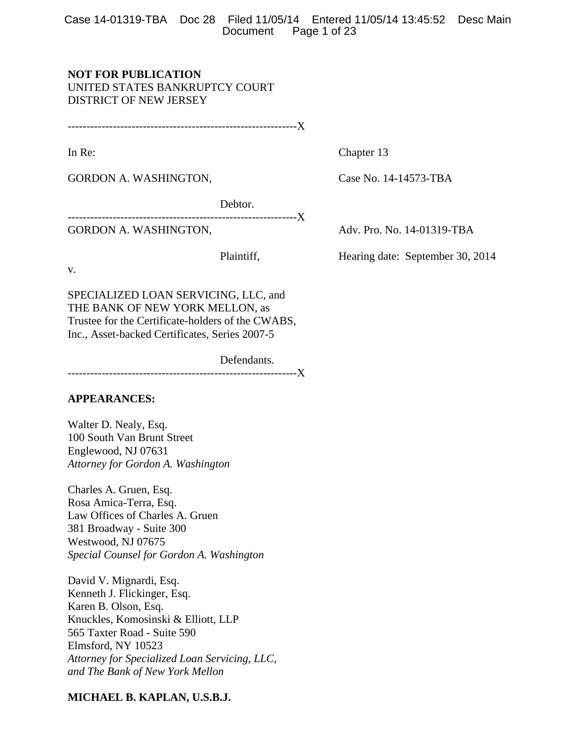**NOT FOR PUBLICATION**
UNITED STATES BANKRUPTCY COURT
DISTRICT OF NEW JERSEY

| | |
|---|---|
| In Re: | Chapter 13 |
| GORDON A. WASHINGTON, | Case No. 14-14573-TBA |
| Debtor. | |
| GORDON A. WASHINGTON, | Adv. Pro. No. 14-01319-TBA |
| Plaintiff, | Hearing date: September 30, 2014 |
| v. | |
| SPECIALIZED LOAN SERVICING, LLC, and THE BANK OF NEW YORK MELLON, as Trustee for the Certificate-holders of the CWABS, Inc., Asset-backed Certificates, Series 2007-5 | |
| Defendants. | |

**APPEARANCES:**

Walter D. Nealy, Esq.
100 South Van Brunt Street
Englewood, NJ 07631
*Attorney for Gordon A. Washington*

Charles A. Gruen, Esq.
Rosa Amica-Terra, Esq.
Law Offices of Charles A. Gruen
381 Broadway - Suite 300
Westwood, NJ 07675
*Special Counsel for Gordon A. Washington*

David V. Mignardi, Esq.
Kenneth J. Flickinger, Esq.
Karen B. Olson, Esq.
Knuckles, Komosinski & Elliott, LLP
565 Taxter Road - Suite 590
Elmsford, NY 10523
*Attorney for Specialized Loan Servicing, LLC, and The Bank of New York Mellon*

**MICHAEL B. KAPLAN, U.S.B.J.**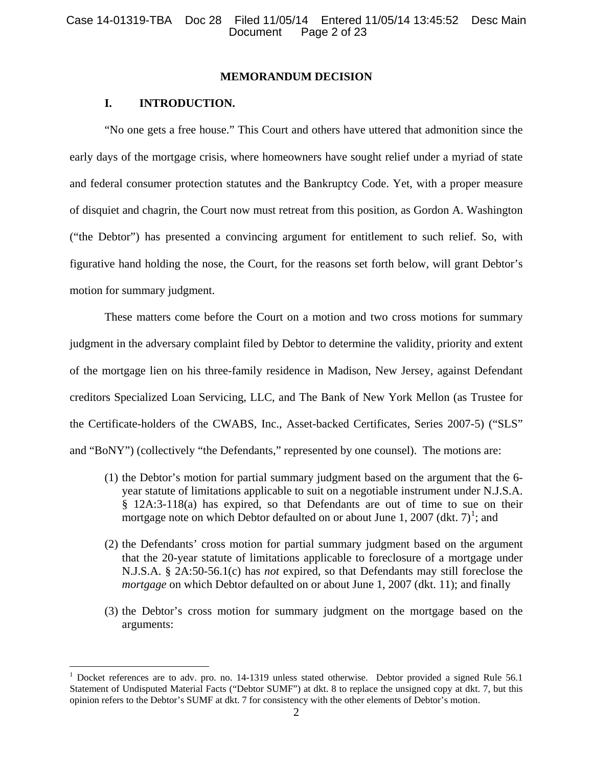## MEMORANDUM DECISION

### I. INTRODUCTION.

"No one gets a free house." This Court and others have uttered that admonition since the early days of the mortgage crisis, where homeowners have sought relief under a myriad of state and federal consumer protection statutes and the Bankruptcy Code. Yet, with a proper measure of disquiet and chagrin, the Court now must retreat from this position, as Gordon A. Washington ("the Debtor") has presented a convincing argument for entitlement to such relief. So, with figurative hand holding the nose, the Court, for the reasons set forth below, will grant Debtor's motion for summary judgment.

These matters come before the Court on a motion and two cross motions for summary judgment in the adversary complaint filed by Debtor to determine the validity, priority and extent of the mortgage lien on his three-family residence in Madison, New Jersey, against Defendant creditors Specialized Loan Servicing, LLC, and The Bank of New York Mellon (as Trustee for the Certificate-holders of the CWABS, Inc., Asset-backed Certificates, Series 2007-5) ("SLS" and "BoNY") (collectively "the Defendants," represented by one counsel). The motions are:

(1) the Debtor's motion for partial summary judgment based on the argument that the 6-year statute of limitations applicable to suit on a negotiable instrument under N.J.S.A. § 12A:3-118(a) has expired, so that Defendants are out of time to sue on their mortgage note on which Debtor defaulted on or about June 1, 2007 (dkt. 7)[1]; and

(2) the Defendants' cross motion for partial summary judgment based on the argument that the 20-year statute of limitations applicable to foreclosure of a mortgage under N.J.S.A. § 2A:50-56.1(c) has *not* expired, so that Defendants may still foreclose the *mortgage* on which Debtor defaulted on or about June 1, 2007 (dkt. 11); and finally

(3) the Debtor's cross motion for summary judgment on the mortgage based on the arguments:

---

[1] Docket references are to adv. pro. no. 14-1319 unless stated otherwise. Debtor provided a signed Rule 56.1 Statement of Undisputed Material Facts ("Debtor SUMF") at dkt. 8 to replace the unsigned copy at dkt. 7, but this opinion refers to the Debtor's SUMF at dkt. 7 for consistency with the other elements of Debtor's motion.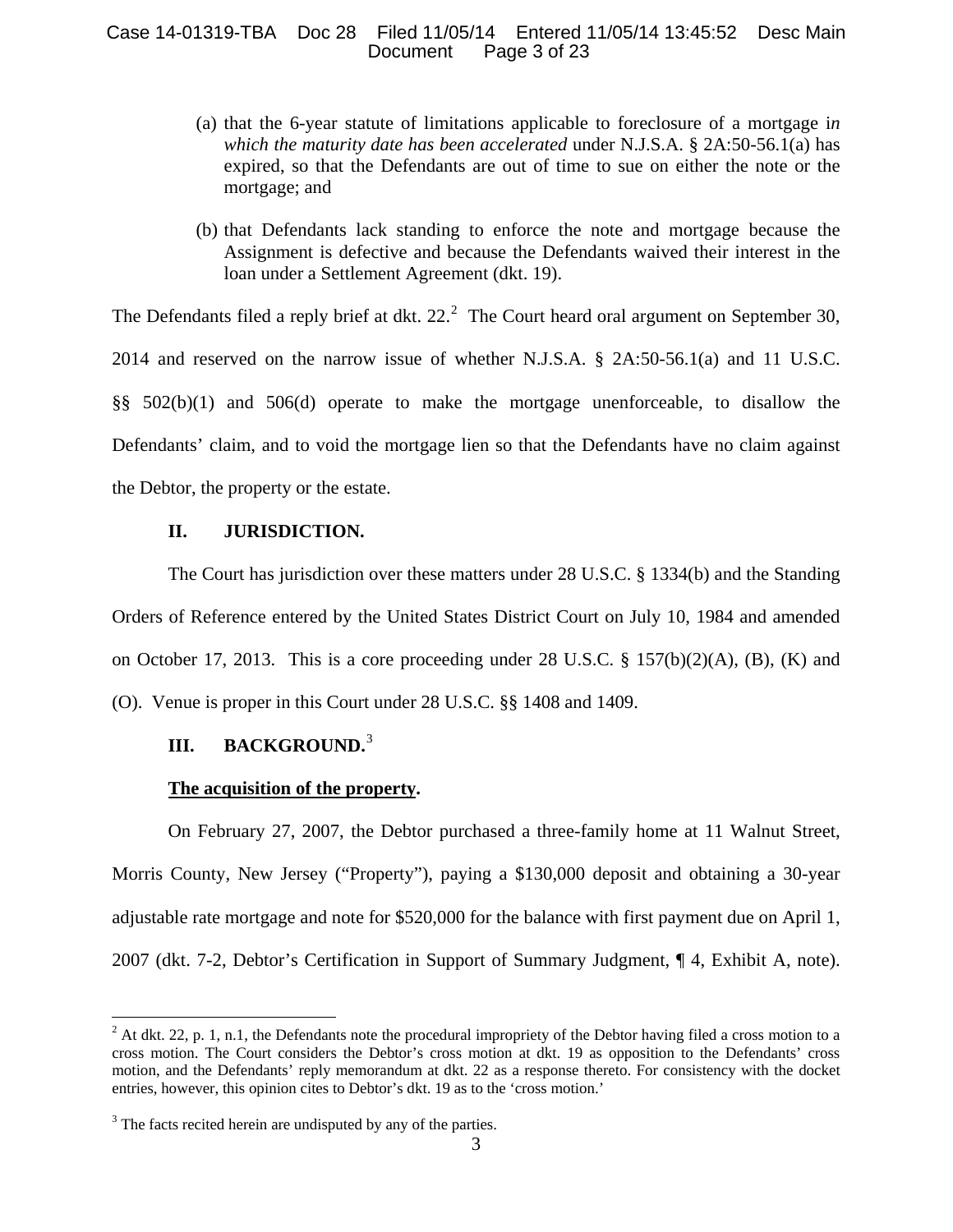(a) that the 6-year statute of limitations applicable to foreclosure of a mortgage i*n which the maturity date has been accelerated* under N.J.S.A. § 2A:50-56.1(a) has expired, so that the Defendants are out of time to sue on either the note or the mortgage; and

(b) that Defendants lack standing to enforce the note and mortgage because the Assignment is defective and because the Defendants waived their interest in the loan under a Settlement Agreement (dkt. 19).

The Defendants filed a reply brief at dkt. 22.[2] The Court heard oral argument on September 30, 2014 and reserved on the narrow issue of whether N.J.S.A. § 2A:50-56.1(a) and 11 U.S.C. §§ 502(b)(1) and 506(d) operate to make the mortgage unenforceable, to disallow the Defendants' claim, and to void the mortgage lien so that the Defendants have no claim against the Debtor, the property or the estate.

## II. JURISDICTION.

The Court has jurisdiction over these matters under 28 U.S.C. § 1334(b) and the Standing Orders of Reference entered by the United States District Court on July 10, 1984 and amended on October 17, 2013. This is a core proceeding under 28 U.S.C. § 157(b)(2)(A), (B), (K) and (O). Venue is proper in this Court under 28 U.S.C. §§ 1408 and 1409.

## III. BACKGROUND.[3]

**The acquisition of the property.**

On February 27, 2007, the Debtor purchased a three-family home at 11 Walnut Street, Morris County, New Jersey ("Property"), paying a $130,000 deposit and obtaining a 30-year adjustable rate mortgage and note for $520,000 for the balance with first payment due on April 1, 2007 (dkt. 7-2, Debtor's Certification in Support of Summary Judgment, ¶ 4, Exhibit A, note).

---

[2] At dkt. 22, p. 1, n.1, the Defendants note the procedural impropriety of the Debtor having filed a cross motion to a cross motion. The Court considers the Debtor's cross motion at dkt. 19 as opposition to the Defendants' cross motion, and the Defendants' reply memorandum at dkt. 22 as a response thereto. For consistency with the docket entries, however, this opinion cites to Debtor's dkt. 19 as to the 'cross motion.'

[3] The facts recited herein are undisputed by any of the parties.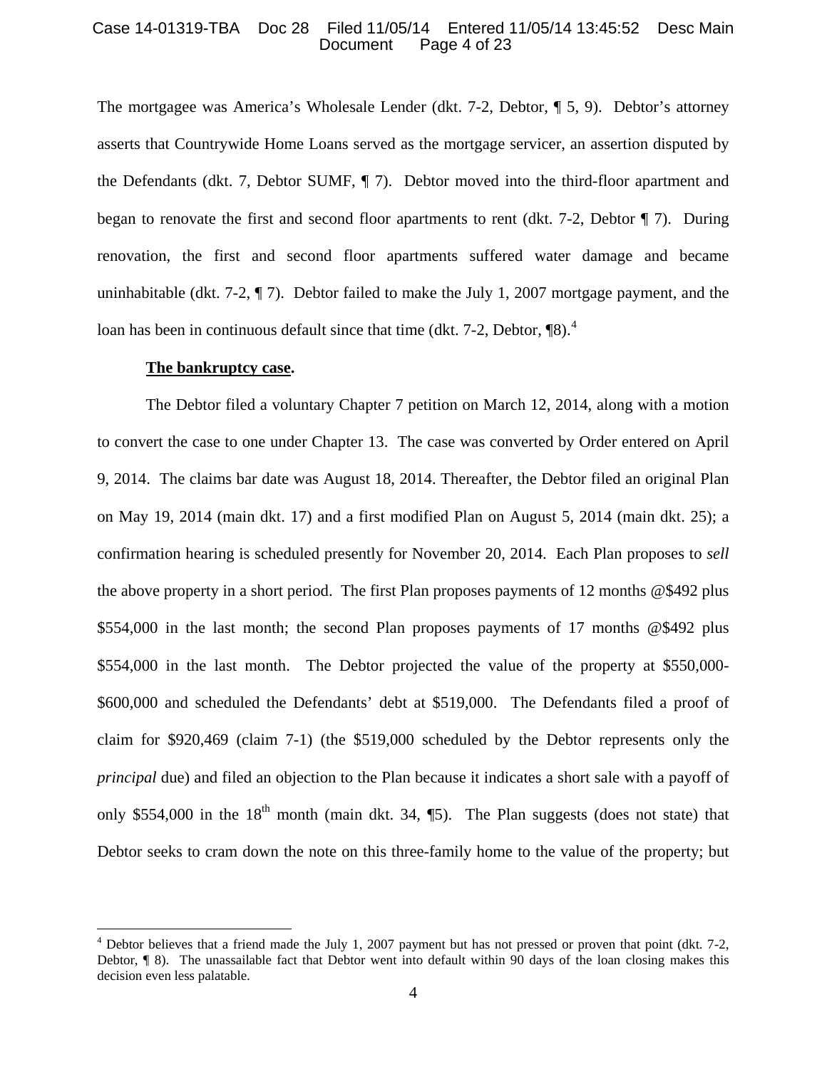The mortgagee was America's Wholesale Lender (dkt. 7-2, Debtor, ¶ 5, 9). Debtor's attorney asserts that Countrywide Home Loans served as the mortgage servicer, an assertion disputed by the Defendants (dkt. 7, Debtor SUMF, ¶ 7). Debtor moved into the third-floor apartment and began to renovate the first and second floor apartments to rent (dkt. 7-2, Debtor ¶ 7). During renovation, the first and second floor apartments suffered water damage and became uninhabitable (dkt. 7-2, ¶ 7). Debtor failed to make the July 1, 2007 mortgage payment, and the loan has been in continuous default since that time (dkt. 7-2, Debtor, ¶8).[4]

**The bankruptcy case.**

The Debtor filed a voluntary Chapter 7 petition on March 12, 2014, along with a motion to convert the case to one under Chapter 13. The case was converted by Order entered on April 9, 2014. The claims bar date was August 18, 2014. Thereafter, the Debtor filed an original Plan on May 19, 2014 (main dkt. 17) and a first modified Plan on August 5, 2014 (main dkt. 25); a confirmation hearing is scheduled presently for November 20, 2014. Each Plan proposes to *sell* the above property in a short period. The first Plan proposes payments of 12 months @$492 plus $554,000 in the last month; the second Plan proposes payments of 17 months @$492 plus $554,000 in the last month. The Debtor projected the value of the property at $550,000-$600,000 and scheduled the Defendants' debt at $519,000. The Defendants filed a proof of claim for $920,469 (claim 7-1) (the $519,000 scheduled by the Debtor represents only the *principal* due) and filed an objection to the Plan because it indicates a short sale with a payoff of only $554,000 in the 18th month (main dkt. 34, ¶5). The Plan suggests (does not state) that Debtor seeks to cram down the note on this three-family home to the value of the property; but

---

[4] Debtor believes that a friend made the July 1, 2007 payment but has not pressed or proven that point (dkt. 7-2, Debtor, ¶ 8). The unassailable fact that Debtor went into default within 90 days of the loan closing makes this decision even less palatable.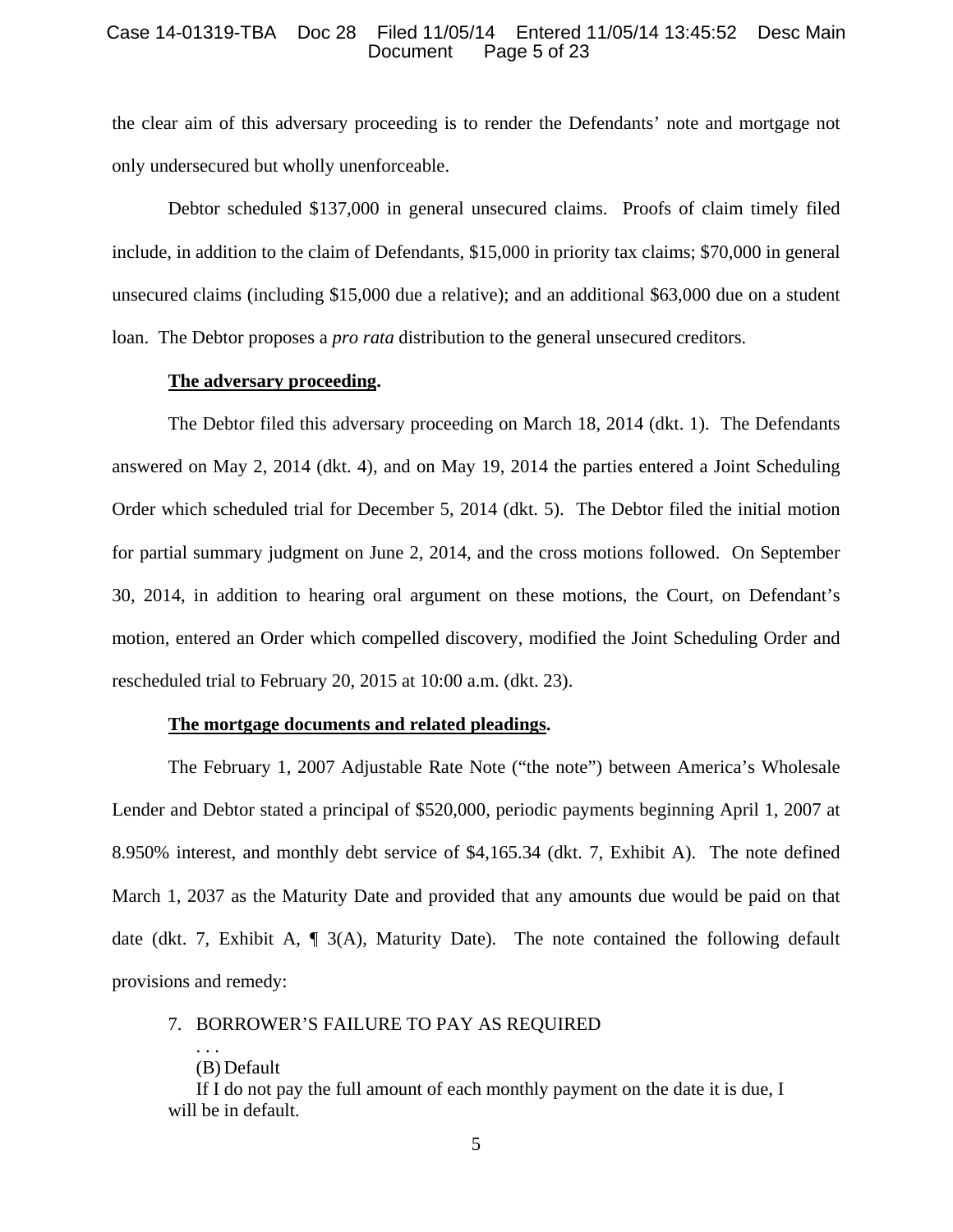the clear aim of this adversary proceeding is to render the Defendants' note and mortgage not only undersecured but wholly unenforceable.

Debtor scheduled $137,000 in general unsecured claims. Proofs of claim timely filed include, in addition to the claim of Defendants, $15,000 in priority tax claims; $70,000 in general unsecured claims (including $15,000 due a relative); and an additional $63,000 due on a student loan. The Debtor proposes a *pro rata* distribution to the general unsecured creditors.

**The adversary proceeding.**

The Debtor filed this adversary proceeding on March 18, 2014 (dkt. 1). The Defendants answered on May 2, 2014 (dkt. 4), and on May 19, 2014 the parties entered a Joint Scheduling Order which scheduled trial for December 5, 2014 (dkt. 5). The Debtor filed the initial motion for partial summary judgment on June 2, 2014, and the cross motions followed. On September 30, 2014, in addition to hearing oral argument on these motions, the Court, on Defendant's motion, entered an Order which compelled discovery, modified the Joint Scheduling Order and rescheduled trial to February 20, 2015 at 10:00 a.m. (dkt. 23).

**The mortgage documents and related pleadings.**

The February 1, 2007 Adjustable Rate Note ("the note") between America's Wholesale Lender and Debtor stated a principal of $520,000, periodic payments beginning April 1, 2007 at 8.950% interest, and monthly debt service of $4,165.34 (dkt. 7, Exhibit A). The note defined March 1, 2037 as the Maturity Date and provided that any amounts due would be paid on that date (dkt. 7, Exhibit A, ¶ 3(A), Maturity Date). The note contained the following default provisions and remedy:

> 7. BORROWER'S FAILURE TO PAY AS REQUIRED
>
> . . .
>
> (B) Default
>
> If I do not pay the full amount of each monthly payment on the date it is due, I will be in default.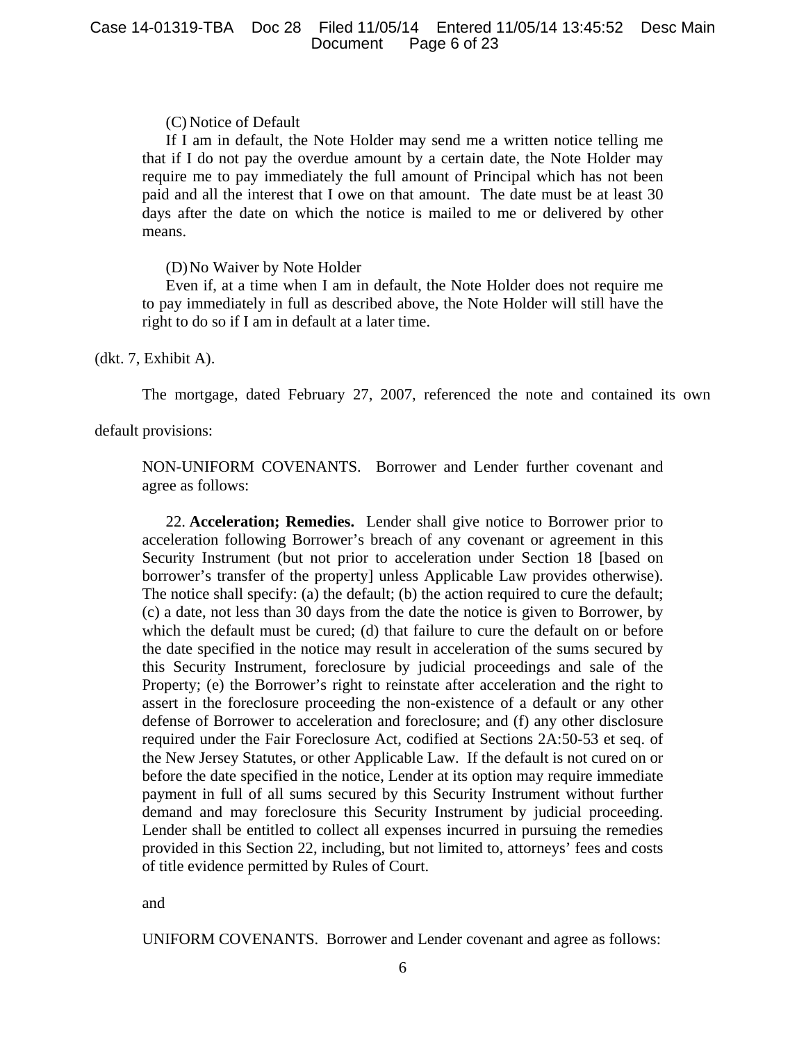(C) Notice of Default

If I am in default, the Note Holder may send me a written notice telling me that if I do not pay the overdue amount by a certain date, the Note Holder may require me to pay immediately the full amount of Principal which has not been paid and all the interest that I owe on that amount. The date must be at least 30 days after the date on which the notice is mailed to me or delivered by other means.

(D) No Waiver by Note Holder

Even if, at a time when I am in default, the Note Holder does not require me to pay immediately in full as described above, the Note Holder will still have the right to do so if I am in default at a later time.

(dkt. 7, Exhibit A).

The mortgage, dated February 27, 2007, referenced the note and contained its own default provisions:

NON-UNIFORM COVENANTS. Borrower and Lender further covenant and agree as follows:

22. **Acceleration; Remedies.** Lender shall give notice to Borrower prior to acceleration following Borrower's breach of any covenant or agreement in this Security Instrument (but not prior to acceleration under Section 18 [based on borrower's transfer of the property] unless Applicable Law provides otherwise). The notice shall specify: (a) the default; (b) the action required to cure the default; (c) a date, not less than 30 days from the date the notice is given to Borrower, by which the default must be cured; (d) that failure to cure the default on or before the date specified in the notice may result in acceleration of the sums secured by this Security Instrument, foreclosure by judicial proceedings and sale of the Property; (e) the Borrower's right to reinstate after acceleration and the right to assert in the foreclosure proceeding the non-existence of a default or any other defense of Borrower to acceleration and foreclosure; and (f) any other disclosure required under the Fair Foreclosure Act, codified at Sections 2A:50-53 et seq. of the New Jersey Statutes, or other Applicable Law. If the default is not cured on or before the date specified in the notice, Lender at its option may require immediate payment in full of all sums secured by this Security Instrument without further demand and may foreclosure this Security Instrument by judicial proceeding. Lender shall be entitled to collect all expenses incurred in pursuing the remedies provided in this Section 22, including, but not limited to, attorneys' fees and costs of title evidence permitted by Rules of Court.

and

UNIFORM COVENANTS. Borrower and Lender covenant and agree as follows: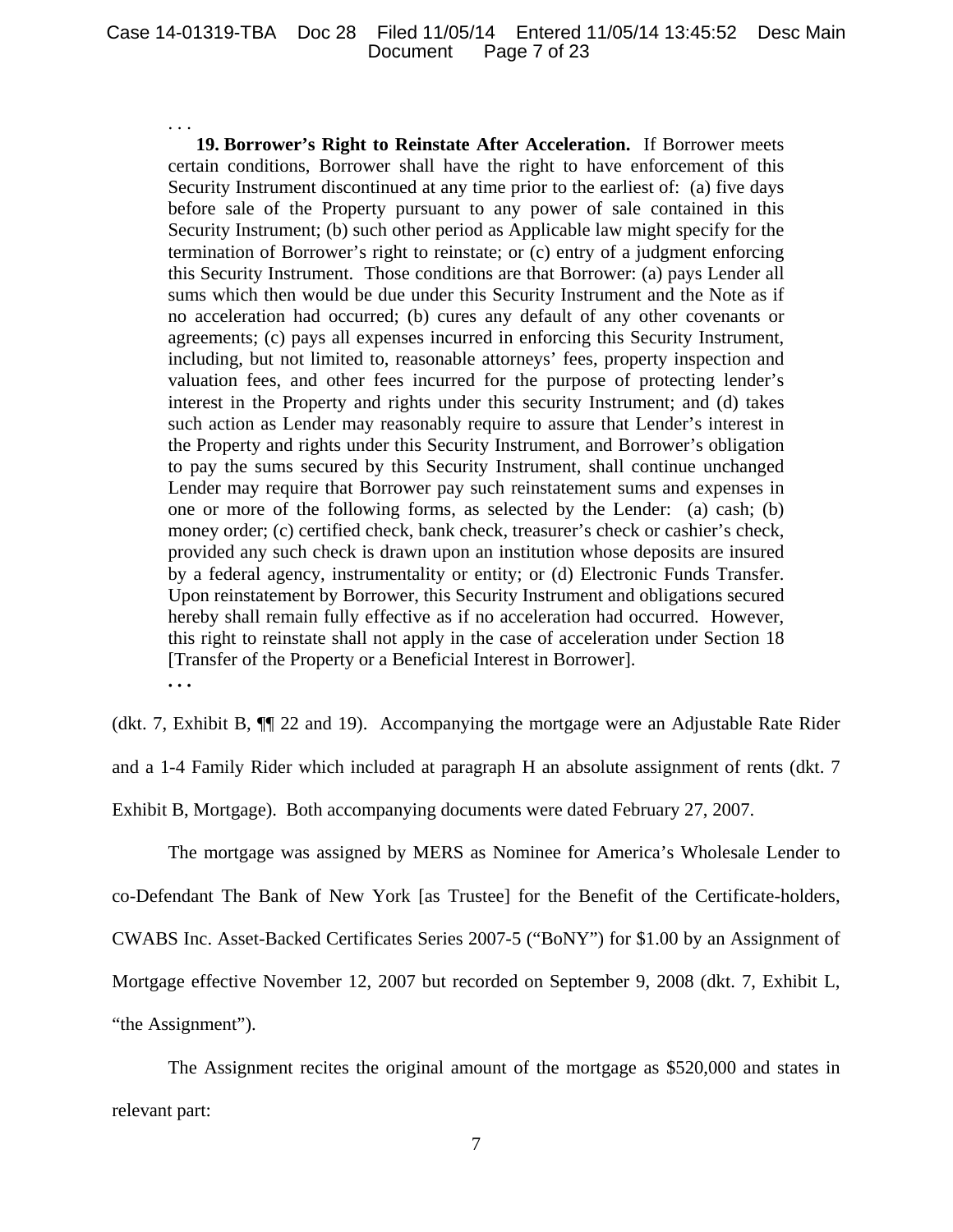. . .

> **19. Borrower's Right to Reinstate After Acceleration.** If Borrower meets certain conditions, Borrower shall have the right to have enforcement of this Security Instrument discontinued at any time prior to the earliest of: (a) five days before sale of the Property pursuant to any power of sale contained in this Security Instrument; (b) such other period as Applicable law might specify for the termination of Borrower's right to reinstate; or (c) entry of a judgment enforcing this Security Instrument. Those conditions are that Borrower: (a) pays Lender all sums which then would be due under this Security Instrument and the Note as if no acceleration had occurred; (b) cures any default of any other covenants or agreements; (c) pays all expenses incurred in enforcing this Security Instrument, including, but not limited to, reasonable attorneys' fees, property inspection and valuation fees, and other fees incurred for the purpose of protecting lender's interest in the Property and rights under this security Instrument; and (d) takes such action as Lender may reasonably require to assure that Lender's interest in the Property and rights under this Security Instrument, and Borrower's obligation to pay the sums secured by this Security Instrument, shall continue unchanged Lender may require that Borrower pay such reinstatement sums and expenses in one or more of the following forms, as selected by the Lender: (a) cash; (b) money order; (c) certified check, bank check, treasurer's check or cashier's check, provided any such check is drawn upon an institution whose deposits are insured by a federal agency, instrumentality or entity; or (d) Electronic Funds Transfer. Upon reinstatement by Borrower, this Security Instrument and obligations secured hereby shall remain fully effective as if no acceleration had occurred. However, this right to reinstate shall not apply in the case of acceleration under Section 18 [Transfer of the Property or a Beneficial Interest in Borrower].
>
> . . .

(dkt. 7, Exhibit B, ¶¶ 22 and 19). Accompanying the mortgage were an Adjustable Rate Rider and a 1-4 Family Rider which included at paragraph H an absolute assignment of rents (dkt. 7 Exhibit B, Mortgage). Both accompanying documents were dated February 27, 2007.

The mortgage was assigned by MERS as Nominee for America's Wholesale Lender to co-Defendant The Bank of New York [as Trustee] for the Benefit of the Certificate-holders, CWABS Inc. Asset-Backed Certificates Series 2007-5 ("BoNY") for $1.00 by an Assignment of Mortgage effective November 12, 2007 but recorded on September 9, 2008 (dkt. 7, Exhibit L, "the Assignment").

The Assignment recites the original amount of the mortgage as $520,000 and states in relevant part: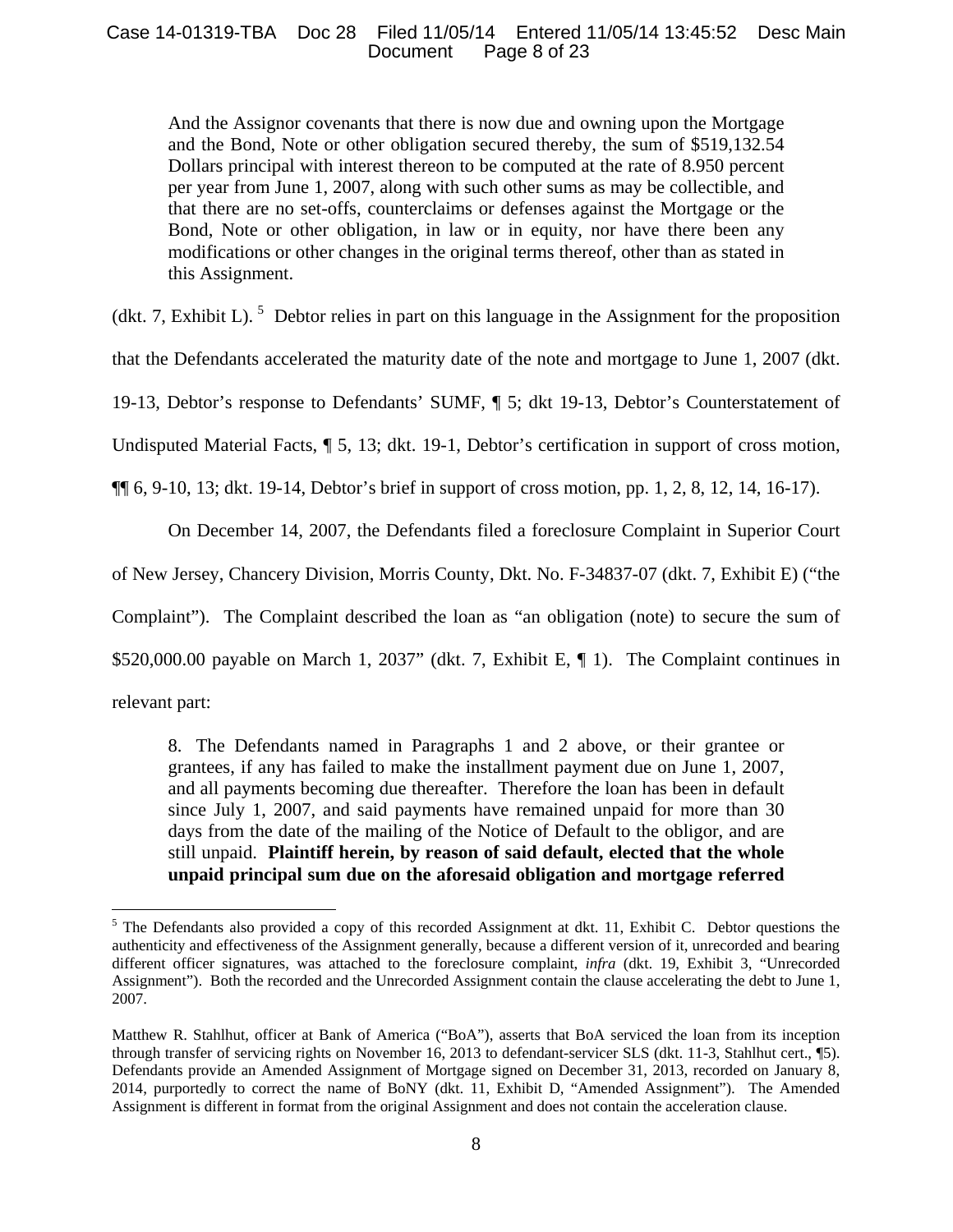> And the Assignor covenants that there is now due and owning upon the Mortgage and the Bond, Note or other obligation secured thereby, the sum of $519,132.54 Dollars principal with interest thereon to be computed at the rate of 8.950 percent per year from June 1, 2007, along with such other sums as may be collectible, and that there are no set-offs, counterclaims or defenses against the Mortgage or the Bond, Note or other obligation, in law or in equity, nor have there been any modifications or other changes in the original terms thereof, other than as stated in this Assignment.

(dkt. 7, Exhibit L). [5] Debtor relies in part on this language in the Assignment for the proposition that the Defendants accelerated the maturity date of the note and mortgage to June 1, 2007 (dkt. 19-13, Debtor's response to Defendants' SUMF, ¶ 5; dkt 19-13, Debtor's Counterstatement of Undisputed Material Facts, ¶ 5, 13; dkt. 19-1, Debtor's certification in support of cross motion, ¶¶ 6, 9-10, 13; dkt. 19-14, Debtor's brief in support of cross motion, pp. 1, 2, 8, 12, 14, 16-17).

On December 14, 2007, the Defendants filed a foreclosure Complaint in Superior Court of New Jersey, Chancery Division, Morris County, Dkt. No. F-34837-07 (dkt. 7, Exhibit E) ("the Complaint"). The Complaint described the loan as "an obligation (note) to secure the sum of $520,000.00 payable on March 1, 2037" (dkt. 7, Exhibit E, ¶ 1). The Complaint continues in relevant part:

> 8. The Defendants named in Paragraphs 1 and 2 above, or their grantee or grantees, if any has failed to make the installment payment due on June 1, 2007, and all payments becoming due thereafter. Therefore the loan has been in default since July 1, 2007, and said payments have remained unpaid for more than 30 days from the date of the mailing of the Notice of Default to the obligor, and are still unpaid. **Plaintiff herein, by reason of said default, elected that the whole unpaid principal sum due on the aforesaid obligation and mortgage referred**

---

[5] The Defendants also provided a copy of this recorded Assignment at dkt. 11, Exhibit C. Debtor questions the authenticity and effectiveness of the Assignment generally, because a different version of it, unrecorded and bearing different officer signatures, was attached to the foreclosure complaint, *infra* (dkt. 19, Exhibit 3, "Unrecorded Assignment"). Both the recorded and the Unrecorded Assignment contain the clause accelerating the debt to June 1, 2007.

Matthew R. Stahlhut, officer at Bank of America ("BoA"), asserts that BoA serviced the loan from its inception through transfer of servicing rights on November 16, 2013 to defendant-servicer SLS (dkt. 11-3, Stahlhut cert., ¶5). Defendants provide an Amended Assignment of Mortgage signed on December 31, 2013, recorded on January 8, 2014, purportedly to correct the name of BoNY (dkt. 11, Exhibit D, "Amended Assignment"). The Amended Assignment is different in format from the original Assignment and does not contain the acceleration clause.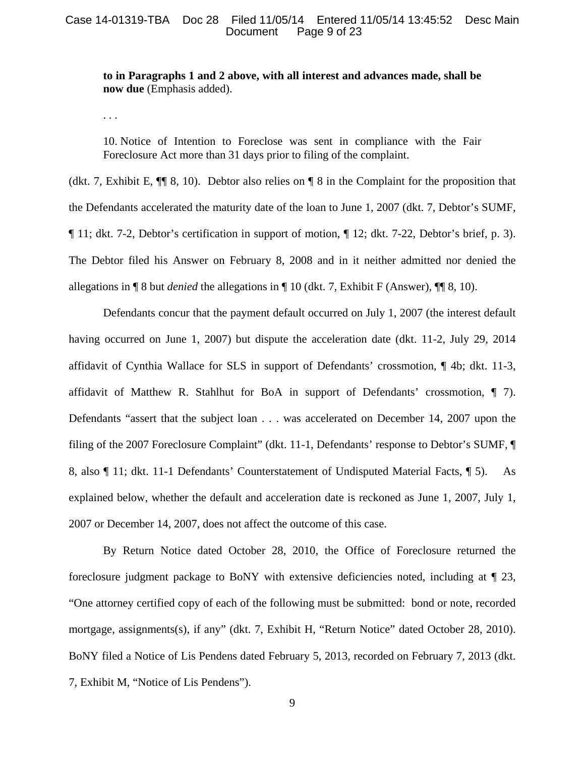> **to in Paragraphs 1 and 2 above, with all interest and advances made, shall be now due** (Emphasis added).
>
> . . .
>
> 10. Notice of Intention to Foreclose was sent in compliance with the Fair Foreclosure Act more than 31 days prior to filing of the complaint.

(dkt. 7, Exhibit E, ¶¶ 8, 10). Debtor also relies on ¶ 8 in the Complaint for the proposition that the Defendants accelerated the maturity date of the loan to June 1, 2007 (dkt. 7, Debtor's SUMF, ¶ 11; dkt. 7-2, Debtor's certification in support of motion, ¶ 12; dkt. 7-22, Debtor's brief, p. 3). The Debtor filed his Answer on February 8, 2008 and in it neither admitted nor denied the allegations in ¶ 8 but *denied* the allegations in ¶ 10 (dkt. 7, Exhibit F (Answer), ¶¶ 8, 10).

Defendants concur that the payment default occurred on July 1, 2007 (the interest default having occurred on June 1, 2007) but dispute the acceleration date (dkt. 11-2, July 29, 2014 affidavit of Cynthia Wallace for SLS in support of Defendants' crossmotion, ¶ 4b; dkt. 11-3, affidavit of Matthew R. Stahlhut for BoA in support of Defendants' crossmotion, ¶ 7). Defendants "assert that the subject loan . . . was accelerated on December 14, 2007 upon the filing of the 2007 Foreclosure Complaint" (dkt. 11-1, Defendants' response to Debtor's SUMF, ¶ 8, also ¶ 11; dkt. 11-1 Defendants' Counterstatement of Undisputed Material Facts, ¶ 5). As explained below, whether the default and acceleration date is reckoned as June 1, 2007, July 1, 2007 or December 14, 2007, does not affect the outcome of this case.

By Return Notice dated October 28, 2010, the Office of Foreclosure returned the foreclosure judgment package to BoNY with extensive deficiencies noted, including at ¶ 23, "One attorney certified copy of each of the following must be submitted: bond or note, recorded mortgage, assignments(s), if any" (dkt. 7, Exhibit H, "Return Notice" dated October 28, 2010). BoNY filed a Notice of Lis Pendens dated February 5, 2013, recorded on February 7, 2013 (dkt. 7, Exhibit M, "Notice of Lis Pendens").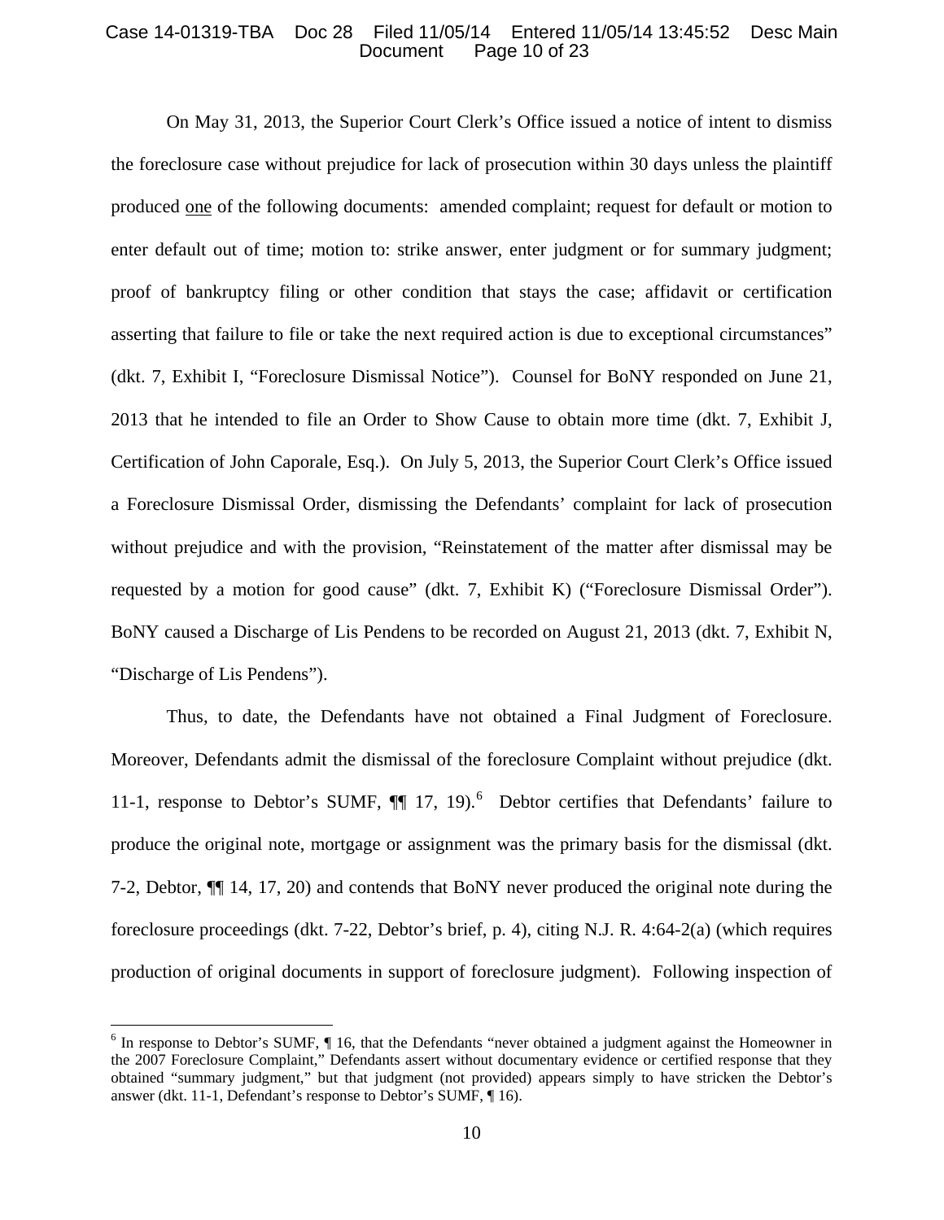On May 31, 2013, the Superior Court Clerk's Office issued a notice of intent to dismiss the foreclosure case without prejudice for lack of prosecution within 30 days unless the plaintiff produced one of the following documents: amended complaint; request for default or motion to enter default out of time; motion to: strike answer, enter judgment or for summary judgment; proof of bankruptcy filing or other condition that stays the case; affidavit or certification asserting that failure to file or take the next required action is due to exceptional circumstances" (dkt. 7, Exhibit I, "Foreclosure Dismissal Notice"). Counsel for BoNY responded on June 21, 2013 that he intended to file an Order to Show Cause to obtain more time (dkt. 7, Exhibit J, Certification of John Caporale, Esq.). On July 5, 2013, the Superior Court Clerk's Office issued a Foreclosure Dismissal Order, dismissing the Defendants' complaint for lack of prosecution without prejudice and with the provision, "Reinstatement of the matter after dismissal may be requested by a motion for good cause" (dkt. 7, Exhibit K) ("Foreclosure Dismissal Order"). BoNY caused a Discharge of Lis Pendens to be recorded on August 21, 2013 (dkt. 7, Exhibit N, "Discharge of Lis Pendens").

Thus, to date, the Defendants have not obtained a Final Judgment of Foreclosure. Moreover, Defendants admit the dismissal of the foreclosure Complaint without prejudice (dkt. 11-1, response to Debtor's SUMF, ¶¶ 17, 19).[6] Debtor certifies that Defendants' failure to produce the original note, mortgage or assignment was the primary basis for the dismissal (dkt. 7-2, Debtor, ¶¶ 14, 17, 20) and contends that BoNY never produced the original note during the foreclosure proceedings (dkt. 7-22, Debtor's brief, p. 4), citing N.J. R. 4:64-2(a) (which requires production of original documents in support of foreclosure judgment). Following inspection of

[6] In response to Debtor's SUMF, ¶ 16, that the Defendants "never obtained a judgment against the Homeowner in the 2007 Foreclosure Complaint," Defendants assert without documentary evidence or certified response that they obtained "summary judgment," but that judgment (not provided) appears simply to have stricken the Debtor's answer (dkt. 11-1, Defendant's response to Debtor's SUMF, ¶ 16).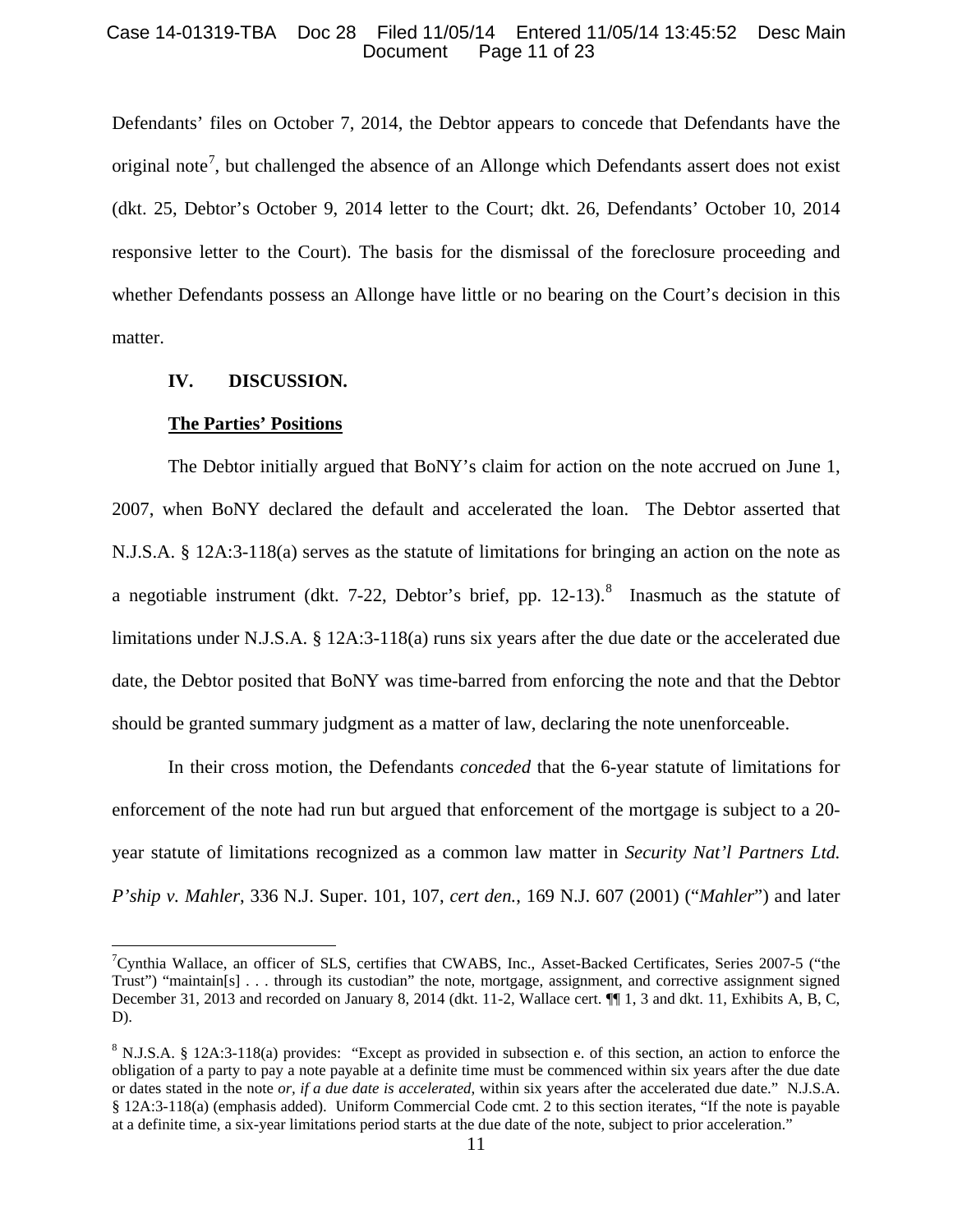Defendants' files on October 7, 2014, the Debtor appears to concede that Defendants have the original note[7], but challenged the absence of an Allonge which Defendants assert does not exist (dkt. 25, Debtor's October 9, 2014 letter to the Court; dkt. 26, Defendants' October 10, 2014 responsive letter to the Court). The basis for the dismissal of the foreclosure proceeding and whether Defendants possess an Allonge have little or no bearing on the Court's decision in this matter.

## IV. DISCUSSION.

**The Parties' Positions**

The Debtor initially argued that BoNY's claim for action on the note accrued on June 1, 2007, when BoNY declared the default and accelerated the loan. The Debtor asserted that N.J.S.A. § 12A:3-118(a) serves as the statute of limitations for bringing an action on the note as a negotiable instrument (dkt. 7-22, Debtor's brief, pp. 12-13).[8] Inasmuch as the statute of limitations under N.J.S.A. § 12A:3-118(a) runs six years after the due date or the accelerated due date, the Debtor posited that BoNY was time-barred from enforcing the note and that the Debtor should be granted summary judgment as a matter of law, declaring the note unenforceable.

In their cross motion, the Defendants *conceded* that the 6-year statute of limitations for enforcement of the note had run but argued that enforcement of the mortgage is subject to a 20-year statute of limitations recognized as a common law matter in *Security Nat'l Partners Ltd. P'ship v. Mahler*, 336 N.J. Super. 101, 107, *cert den.*, 169 N.J. 607 (2001) ("*Mahler*") and later

---

[7] Cynthia Wallace, an officer of SLS, certifies that CWABS, Inc., Asset-Backed Certificates, Series 2007-5 ("the Trust") "maintain[s] . . . through its custodian" the note, mortgage, assignment, and corrective assignment signed December 31, 2013 and recorded on January 8, 2014 (dkt. 11-2, Wallace cert. ¶¶ 1, 3 and dkt. 11, Exhibits A, B, C, D).

[8] N.J.S.A. § 12A:3-118(a) provides: "Except as provided in subsection e. of this section, an action to enforce the obligation of a party to pay a note payable at a definite time must be commenced within six years after the due date or dates stated in the note *or, if a due date is accelerated*, within six years after the accelerated due date." N.J.S.A. § 12A:3-118(a) (emphasis added). Uniform Commercial Code cmt. 2 to this section iterates, "If the note is payable at a definite time, a six-year limitations period starts at the due date of the note, subject to prior acceleration."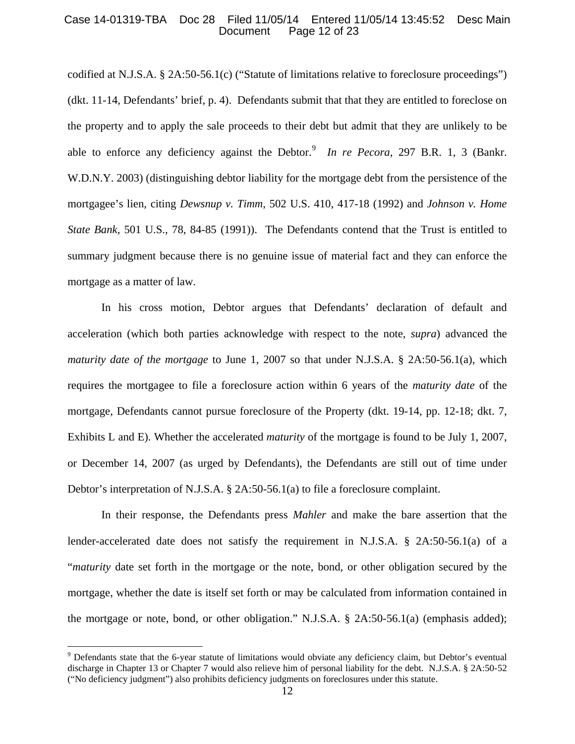codified at N.J.S.A. § 2A:50-56.1(c) ("Statute of limitations relative to foreclosure proceedings") (dkt. 11-14, Defendants' brief, p. 4). Defendants submit that that they are entitled to foreclose on the property and to apply the sale proceeds to their debt but admit that they are unlikely to be able to enforce any deficiency against the Debtor.[9] *In re Pecora*, 297 B.R. 1, 3 (Bankr. W.D.N.Y. 2003) (distinguishing debtor liability for the mortgage debt from the persistence of the mortgagee's lien, citing *Dewsnup v. Timm*, 502 U.S. 410, 417-18 (1992) and *Johnson v. Home State Bank*, 501 U.S., 78, 84-85 (1991)). The Defendants contend that the Trust is entitled to summary judgment because there is no genuine issue of material fact and they can enforce the mortgage as a matter of law.

In his cross motion, Debtor argues that Defendants' declaration of default and acceleration (which both parties acknowledge with respect to the note, *supra*) advanced the *maturity date of the mortgage* to June 1, 2007 so that under N.J.S.A. § 2A:50-56.1(a), which requires the mortgagee to file a foreclosure action within 6 years of the *maturity date* of the mortgage, Defendants cannot pursue foreclosure of the Property (dkt. 19-14, pp. 12-18; dkt. 7, Exhibits L and E). Whether the accelerated *maturity* of the mortgage is found to be July 1, 2007, or December 14, 2007 (as urged by Defendants), the Defendants are still out of time under Debtor's interpretation of N.J.S.A. § 2A:50-56.1(a) to file a foreclosure complaint.

In their response, the Defendants press *Mahler* and make the bare assertion that the lender-accelerated date does not satisfy the requirement in N.J.S.A. § 2A:50-56.1(a) of a "*maturity* date set forth in the mortgage or the note, bond, or other obligation secured by the mortgage, whether the date is itself set forth or may be calculated from information contained in the mortgage or note, bond, or other obligation." N.J.S.A. § 2A:50-56.1(a) (emphasis added);

---

[9] Defendants state that the 6-year statute of limitations would obviate any deficiency claim, but Debtor's eventual discharge in Chapter 13 or Chapter 7 would also relieve him of personal liability for the debt. N.J.S.A. § 2A:50-52 ("No deficiency judgment") also prohibits deficiency judgments on foreclosures under this statute.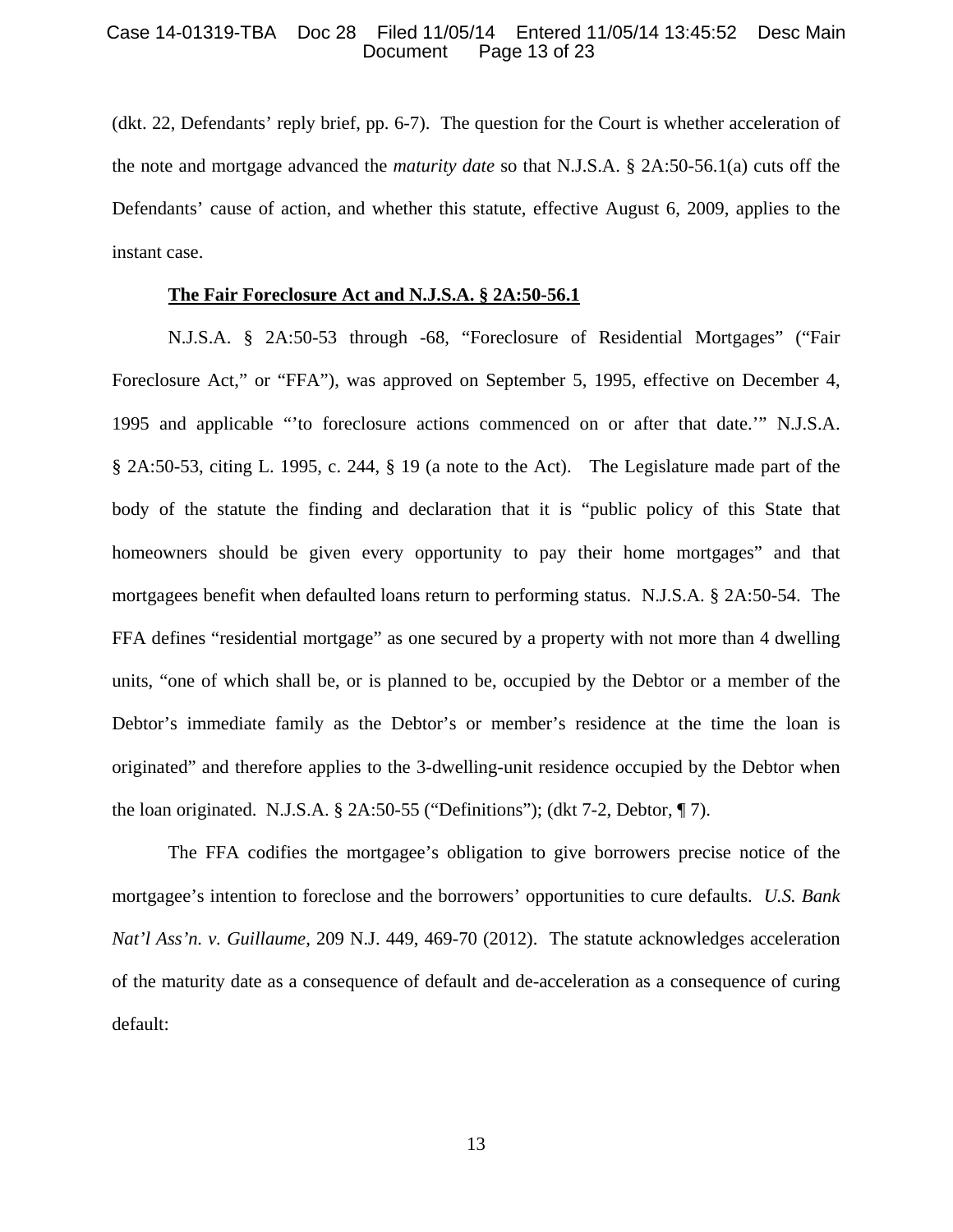(dkt. 22, Defendants' reply brief, pp. 6-7). The question for the Court is whether acceleration of the note and mortgage advanced the *maturity date* so that N.J.S.A. § 2A:50-56.1(a) cuts off the Defendants' cause of action, and whether this statute, effective August 6, 2009, applies to the instant case.

**The Fair Foreclosure Act and N.J.S.A. § 2A:50-56.1**

N.J.S.A. § 2A:50-53 through -68, "Foreclosure of Residential Mortgages" ("Fair Foreclosure Act," or "FFA"), was approved on September 5, 1995, effective on December 4, 1995 and applicable "'to foreclosure actions commenced on or after that date.'" N.J.S.A. § 2A:50-53, citing L. 1995, c. 244, § 19 (a note to the Act). The Legislature made part of the body of the statute the finding and declaration that it is "public policy of this State that homeowners should be given every opportunity to pay their home mortgages" and that mortgagees benefit when defaulted loans return to performing status. N.J.S.A. § 2A:50-54. The FFA defines "residential mortgage" as one secured by a property with not more than 4 dwelling units, "one of which shall be, or is planned to be, occupied by the Debtor or a member of the Debtor's immediate family as the Debtor's or member's residence at the time the loan is originated" and therefore applies to the 3-dwelling-unit residence occupied by the Debtor when the loan originated. N.J.S.A. § 2A:50-55 ("Definitions"); (dkt 7-2, Debtor, ¶ 7).

The FFA codifies the mortgagee's obligation to give borrowers precise notice of the mortgagee's intention to foreclose and the borrowers' opportunities to cure defaults. *U.S. Bank Nat'l Ass'n. v. Guillaume*, 209 N.J. 449, 469-70 (2012). The statute acknowledges acceleration of the maturity date as a consequence of default and de-acceleration as a consequence of curing default: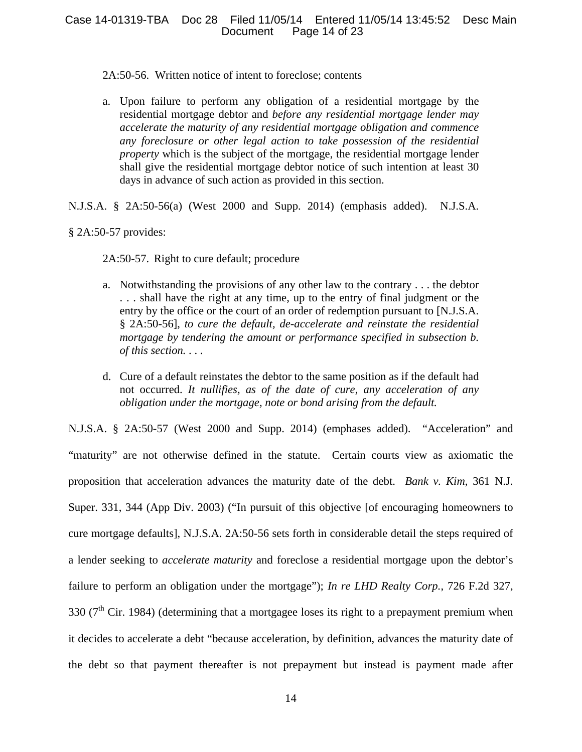2A:50-56. Written notice of intent to foreclose; contents

> a. Upon failure to perform any obligation of a residential mortgage by the residential mortgage debtor and *before any residential mortgage lender may accelerate the maturity of any residential mortgage obligation and commence any foreclosure or other legal action to take possession of the residential property* which is the subject of the mortgage, the residential mortgage lender shall give the residential mortgage debtor notice of such intention at least 30 days in advance of such action as provided in this section.

N.J.S.A. § 2A:50-56(a) (West 2000 and Supp. 2014) (emphasis added). N.J.S.A. § 2A:50-57 provides:

2A:50-57. Right to cure default; procedure

> a. Notwithstanding the provisions of any other law to the contrary . . . the debtor . . . shall have the right at any time, up to the entry of final judgment or the entry by the office or the court of an order of redemption pursuant to [N.J.S.A. § 2A:50-56], *to cure the default, de-accelerate and reinstate the residential mortgage by tendering the amount or performance specified in subsection b. of this section. . . .*
>
> d. Cure of a default reinstates the debtor to the same position as if the default had not occurred. *It nullifies, as of the date of cure, any acceleration of any obligation under the mortgage, note or bond arising from the default.*

N.J.S.A. § 2A:50-57 (West 2000 and Supp. 2014) (emphases added). "Acceleration" and "maturity" are not otherwise defined in the statute. Certain courts view as axiomatic the proposition that acceleration advances the maturity date of the debt. *Bank v. Kim*, 361 N.J. Super. 331, 344 (App Div. 2003) ("In pursuit of this objective [of encouraging homeowners to cure mortgage defaults], N.J.S.A. 2A:50-56 sets forth in considerable detail the steps required of a lender seeking to *accelerate maturity* and foreclose a residential mortgage upon the debtor's failure to perform an obligation under the mortgage"); *In re LHD Realty Corp.*, 726 F.2d 327, 330 (7th Cir. 1984) (determining that a mortgagee loses its right to a prepayment premium when it decides to accelerate a debt "because acceleration, by definition, advances the maturity date of the debt so that payment thereafter is not prepayment but instead is payment made after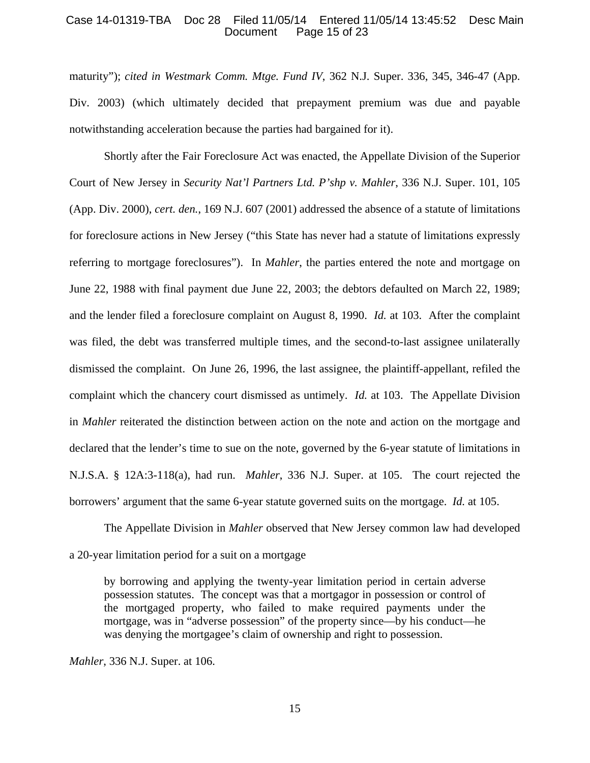maturity"); *cited in Westmark Comm. Mtge. Fund IV*, 362 N.J. Super. 336, 345, 346-47 (App. Div. 2003) (which ultimately decided that prepayment premium was due and payable notwithstanding acceleration because the parties had bargained for it).

Shortly after the Fair Foreclosure Act was enacted, the Appellate Division of the Superior Court of New Jersey in *Security Nat'l Partners Ltd. P'shp v. Mahler*, 336 N.J. Super. 101, 105 (App. Div. 2000), *cert. den.*, 169 N.J. 607 (2001) addressed the absence of a statute of limitations for foreclosure actions in New Jersey ("this State has never had a statute of limitations expressly referring to mortgage foreclosures"). In *Mahler*, the parties entered the note and mortgage on June 22, 1988 with final payment due June 22, 2003; the debtors defaulted on March 22, 1989; and the lender filed a foreclosure complaint on August 8, 1990. *Id.* at 103. After the complaint was filed, the debt was transferred multiple times, and the second-to-last assignee unilaterally dismissed the complaint. On June 26, 1996, the last assignee, the plaintiff-appellant, refiled the complaint which the chancery court dismissed as untimely. *Id.* at 103. The Appellate Division in *Mahler* reiterated the distinction between action on the note and action on the mortgage and declared that the lender's time to sue on the note, governed by the 6-year statute of limitations in N.J.S.A. § 12A:3-118(a), had run. *Mahler*, 336 N.J. Super. at 105. The court rejected the borrowers' argument that the same 6-year statute governed suits on the mortgage. *Id.* at 105.

The Appellate Division in *Mahler* observed that New Jersey common law had developed a 20-year limitation period for a suit on a mortgage

> by borrowing and applying the twenty-year limitation period in certain adverse possession statutes. The concept was that a mortgagor in possession or control of the mortgaged property, who failed to make required payments under the mortgage, was in "adverse possession" of the property since—by his conduct—he was denying the mortgagee's claim of ownership and right to possession.

*Mahler*, 336 N.J. Super. at 106.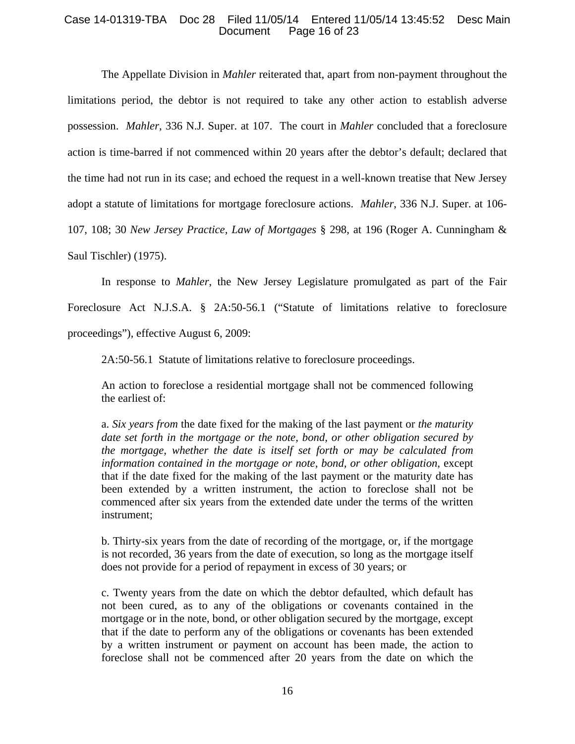The Appellate Division in *Mahler* reiterated that, apart from non-payment throughout the limitations period, the debtor is not required to take any other action to establish adverse possession. *Mahler*, 336 N.J. Super. at 107. The court in *Mahler* concluded that a foreclosure action is time-barred if not commenced within 20 years after the debtor's default; declared that the time had not run in its case; and echoed the request in a well-known treatise that New Jersey adopt a statute of limitations for mortgage foreclosure actions. *Mahler*, 336 N.J. Super. at 106-107, 108; 30 *New Jersey Practice, Law of Mortgages* § 298, at 196 (Roger A. Cunningham & Saul Tischler) (1975).

In response to *Mahler*, the New Jersey Legislature promulgated as part of the Fair Foreclosure Act N.J.S.A. § 2A:50-56.1 ("Statute of limitations relative to foreclosure proceedings"), effective August 6, 2009:

> 2A:50-56.1 Statute of limitations relative to foreclosure proceedings.
>
> An action to foreclose a residential mortgage shall not be commenced following the earliest of:
>
> a. *Six years from* the date fixed for the making of the last payment or *the maturity date set forth in the mortgage or the note, bond, or other obligation secured by the mortgage, whether the date is itself set forth or may be calculated from information contained in the mortgage or note, bond, or other obligation*, except that if the date fixed for the making of the last payment or the maturity date has been extended by a written instrument, the action to foreclose shall not be commenced after six years from the extended date under the terms of the written instrument;
>
> b. Thirty-six years from the date of recording of the mortgage, or, if the mortgage is not recorded, 36 years from the date of execution, so long as the mortgage itself does not provide for a period of repayment in excess of 30 years; or
>
> c. Twenty years from the date on which the debtor defaulted, which default has not been cured, as to any of the obligations or covenants contained in the mortgage or in the note, bond, or other obligation secured by the mortgage, except that if the date to perform any of the obligations or covenants has been extended by a written instrument or payment on account has been made, the action to foreclose shall not be commenced after 20 years from the date on which the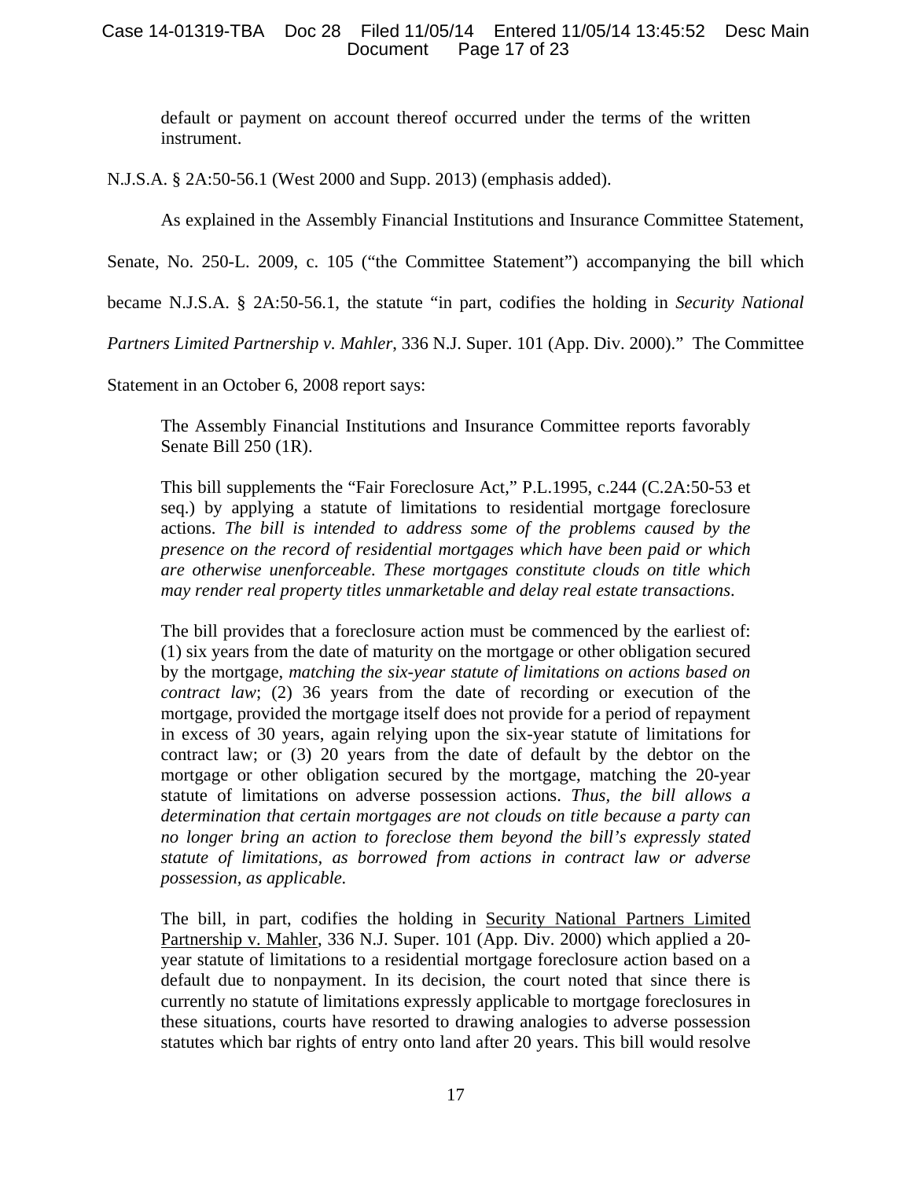> default or payment on account thereof occurred under the terms of the written instrument.

N.J.S.A. § 2A:50-56.1 (West 2000 and Supp. 2013) (emphasis added).

As explained in the Assembly Financial Institutions and Insurance Committee Statement, Senate, No. 250-L. 2009, c. 105 ("the Committee Statement") accompanying the bill which became N.J.S.A. § 2A:50-56.1, the statute "in part, codifies the holding in *Security National Partners Limited Partnership v. Mahler*, 336 N.J. Super. 101 (App. Div. 2000)." The Committee Statement in an October 6, 2008 report says:

> The Assembly Financial Institutions and Insurance Committee reports favorably Senate Bill 250 (1R).
>
> This bill supplements the "Fair Foreclosure Act," P.L.1995, c.244 (C.2A:50-53 et seq.) by applying a statute of limitations to residential mortgage foreclosure actions. *The bill is intended to address some of the problems caused by the presence on the record of residential mortgages which have been paid or which are otherwise unenforceable. These mortgages constitute clouds on title which may render real property titles unmarketable and delay real estate transactions*.
>
> The bill provides that a foreclosure action must be commenced by the earliest of: (1) six years from the date of maturity on the mortgage or other obligation secured by the mortgage, *matching the six-year statute of limitations on actions based on contract law*; (2) 36 years from the date of recording or execution of the mortgage, provided the mortgage itself does not provide for a period of repayment in excess of 30 years, again relying upon the six-year statute of limitations for contract law; or (3) 20 years from the date of default by the debtor on the mortgage or other obligation secured by the mortgage, matching the 20-year statute of limitations on adverse possession actions. *Thus, the bill allows a determination that certain mortgages are not clouds on title because a party can no longer bring an action to foreclose them beyond the bill's expressly stated statute of limitations, as borrowed from actions in contract law or adverse possession, as applicable.*
>
> The bill, in part, codifies the holding in Security National Partners Limited Partnership v. Mahler, 336 N.J. Super. 101 (App. Div. 2000) which applied a 20-year statute of limitations to a residential mortgage foreclosure action based on a default due to nonpayment. In its decision, the court noted that since there is currently no statute of limitations expressly applicable to mortgage foreclosures in these situations, courts have resorted to drawing analogies to adverse possession statutes which bar rights of entry onto land after 20 years. This bill would resolve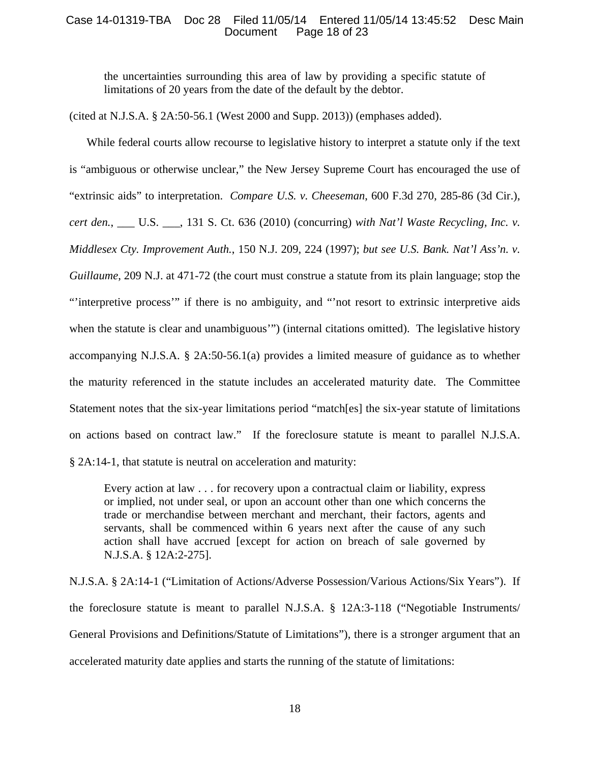> the uncertainties surrounding this area of law by providing a specific statute of limitations of 20 years from the date of the default by the debtor.

(cited at N.J.S.A. § 2A:50-56.1 (West 2000 and Supp. 2013)) (emphases added).

While federal courts allow recourse to legislative history to interpret a statute only if the text is "ambiguous or otherwise unclear," the New Jersey Supreme Court has encouraged the use of "extrinsic aids" to interpretation. *Compare U.S. v. Cheeseman*, 600 F.3d 270, 285-86 (3d Cir.), *cert den.*, ___ U.S. ___, 131 S. Ct. 636 (2010) (concurring) *with Nat'l Waste Recycling, Inc. v. Middlesex Cty. Improvement Auth.*, 150 N.J. 209, 224 (1997); *but see U.S. Bank. Nat'l Ass'n. v. Guillaume*, 209 N.J. at 471-72 (the court must construe a statute from its plain language; stop the "'interpretive process'" if there is no ambiguity, and "'not resort to extrinsic interpretive aids when the statute is clear and unambiguous'") (internal citations omitted). The legislative history accompanying N.J.S.A. § 2A:50-56.1(a) provides a limited measure of guidance as to whether the maturity referenced in the statute includes an accelerated maturity date. The Committee Statement notes that the six-year limitations period "match[es] the six-year statute of limitations on actions based on contract law." If the foreclosure statute is meant to parallel N.J.S.A. § 2A:14-1, that statute is neutral on acceleration and maturity:

> Every action at law . . . for recovery upon a contractual claim or liability, express or implied, not under seal, or upon an account other than one which concerns the trade or merchandise between merchant and merchant, their factors, agents and servants, shall be commenced within 6 years next after the cause of any such action shall have accrued [except for action on breach of sale governed by N.J.S.A. § 12A:2-275].

N.J.S.A. § 2A:14-1 ("Limitation of Actions/Adverse Possession/Various Actions/Six Years"). If the foreclosure statute is meant to parallel N.J.S.A. § 12A:3-118 ("Negotiable Instruments/ General Provisions and Definitions/Statute of Limitations"), there is a stronger argument that an accelerated maturity date applies and starts the running of the statute of limitations: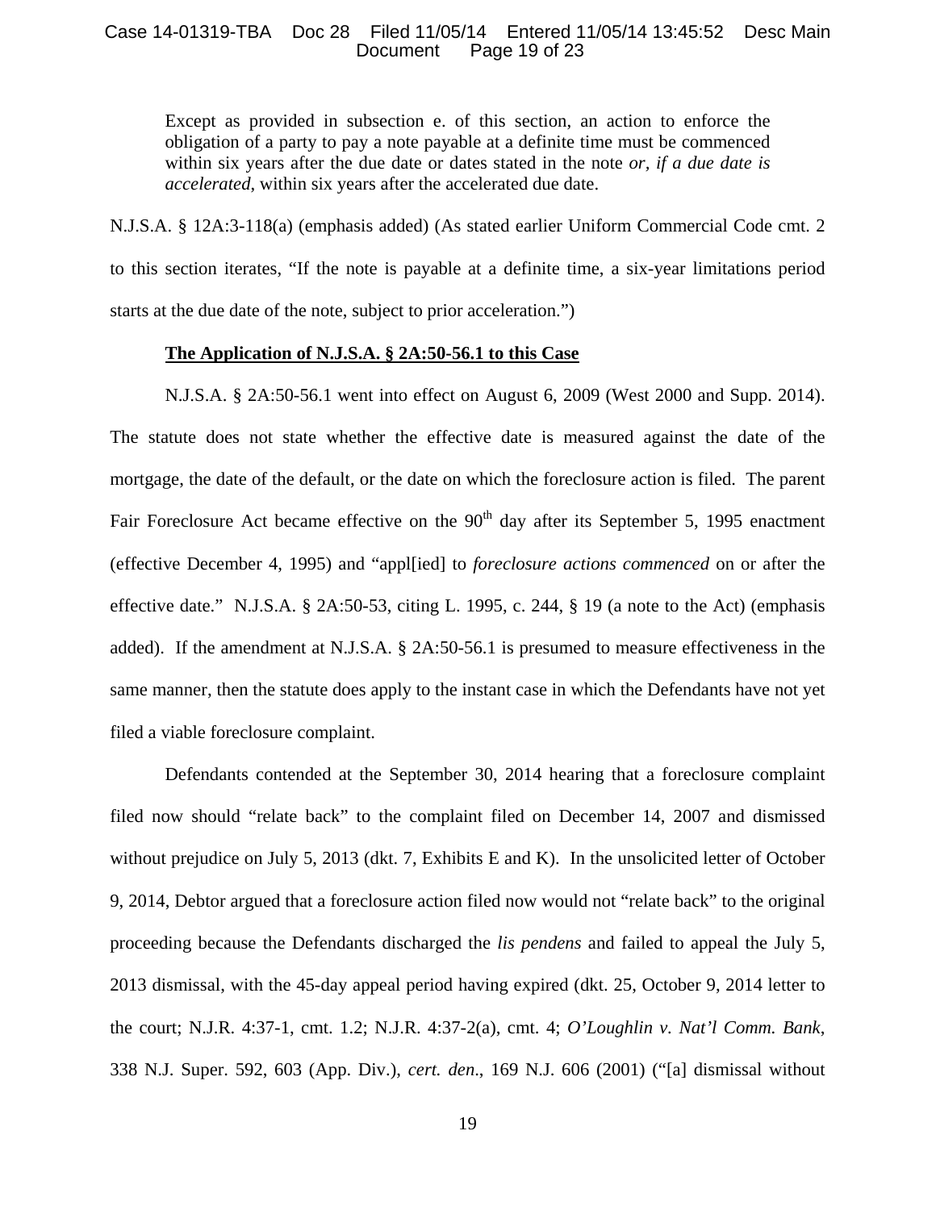> Except as provided in subsection e. of this section, an action to enforce the obligation of a party to pay a note payable at a definite time must be commenced within six years after the due date or dates stated in the note *or, if a due date is accelerated*, within six years after the accelerated due date.

N.J.S.A. § 12A:3-118(a) (emphasis added) (As stated earlier Uniform Commercial Code cmt. 2 to this section iterates, "If the note is payable at a definite time, a six-year limitations period starts at the due date of the note, subject to prior acceleration.")

**The Application of N.J.S.A. § 2A:50-56.1 to this Case**

N.J.S.A. § 2A:50-56.1 went into effect on August 6, 2009 (West 2000 and Supp. 2014). The statute does not state whether the effective date is measured against the date of the mortgage, the date of the default, or the date on which the foreclosure action is filed. The parent Fair Foreclosure Act became effective on the 90th day after its September 5, 1995 enactment (effective December 4, 1995) and "appl[ied] to *foreclosure actions commenced* on or after the effective date." N.J.S.A. § 2A:50-53, citing L. 1995, c. 244, § 19 (a note to the Act) (emphasis added). If the amendment at N.J.S.A. § 2A:50-56.1 is presumed to measure effectiveness in the same manner, then the statute does apply to the instant case in which the Defendants have not yet filed a viable foreclosure complaint.

Defendants contended at the September 30, 2014 hearing that a foreclosure complaint filed now should "relate back" to the complaint filed on December 14, 2007 and dismissed without prejudice on July 5, 2013 (dkt. 7, Exhibits E and K). In the unsolicited letter of October 9, 2014, Debtor argued that a foreclosure action filed now would not "relate back" to the original proceeding because the Defendants discharged the *lis pendens* and failed to appeal the July 5, 2013 dismissal, with the 45-day appeal period having expired (dkt. 25, October 9, 2014 letter to the court; N.J.R. 4:37-1, cmt. 1.2; N.J.R. 4:37-2(a), cmt. 4; *O'Loughlin v. Nat'l Comm. Bank*, 338 N.J. Super. 592, 603 (App. Div.), *cert. den.*, 169 N.J. 606 (2001) ("[a] dismissal without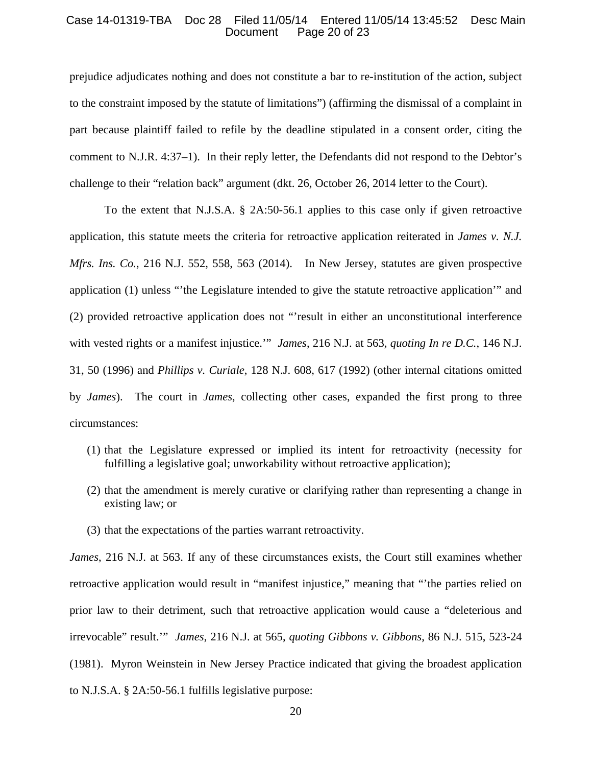prejudice adjudicates nothing and does not constitute a bar to re-institution of the action, subject to the constraint imposed by the statute of limitations") (affirming the dismissal of a complaint in part because plaintiff failed to refile by the deadline stipulated in a consent order, citing the comment to N.J.R. 4:37–1). In their reply letter, the Defendants did not respond to the Debtor's challenge to their "relation back" argument (dkt. 26, October 26, 2014 letter to the Court).

To the extent that N.J.S.A. § 2A:50-56.1 applies to this case only if given retroactive application, this statute meets the criteria for retroactive application reiterated in *James v. N.J. Mfrs. Ins. Co.*, 216 N.J. 552, 558, 563 (2014). In New Jersey, statutes are given prospective application (1) unless "'the Legislature intended to give the statute retroactive application'" and (2) provided retroactive application does not "'result in either an unconstitutional interference with vested rights or a manifest injustice.'" *James*, 216 N.J. at 563, *quoting In re D.C.*, 146 N.J. 31, 50 (1996) and *Phillips v. Curiale*, 128 N.J. 608, 617 (1992) (other internal citations omitted by *James*). The court in *James*, collecting other cases, expanded the first prong to three circumstances:

(1) that the Legislature expressed or implied its intent for retroactivity (necessity for fulfilling a legislative goal; unworkability without retroactive application);

(2) that the amendment is merely curative or clarifying rather than representing a change in existing law; or

(3) that the expectations of the parties warrant retroactivity.

*James*, 216 N.J. at 563. If any of these circumstances exists, the Court still examines whether retroactive application would result in "manifest injustice," meaning that "'the parties relied on prior law to their detriment, such that retroactive application would cause a "deleterious and irrevocable" result.'" *James*, 216 N.J. at 565, *quoting Gibbons v. Gibbons*, 86 N.J. 515, 523-24 (1981). Myron Weinstein in New Jersey Practice indicated that giving the broadest application to N.J.S.A. § 2A:50-56.1 fulfills legislative purpose: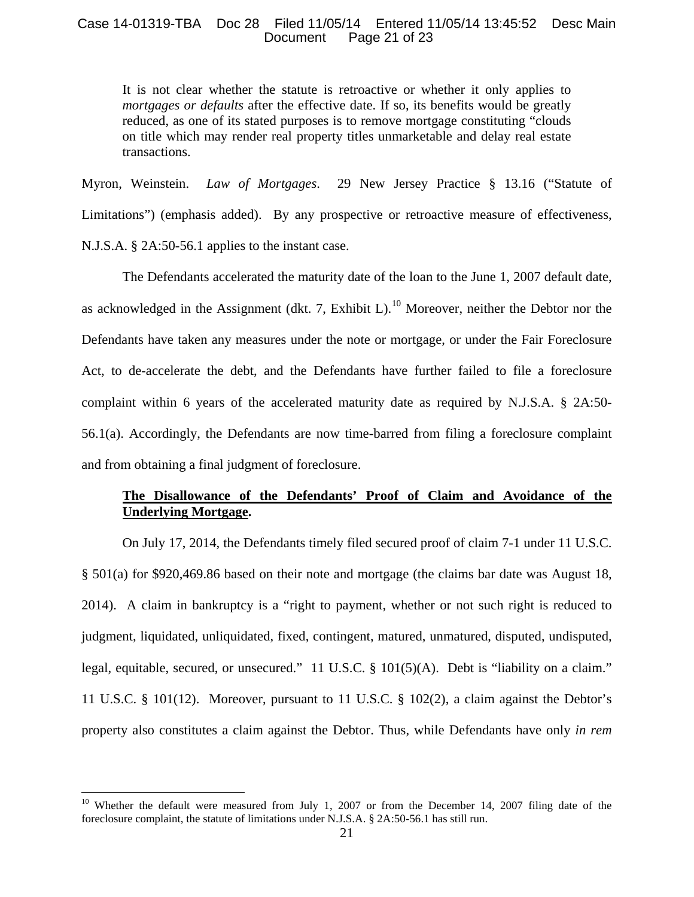> It is not clear whether the statute is retroactive or whether it only applies to *mortgages or defaults* after the effective date. If so, its benefits would be greatly reduced, as one of its stated purposes is to remove mortgage constituting "clouds on title which may render real property titles unmarketable and delay real estate transactions.

Myron, Weinstein. *Law of Mortgages*. 29 New Jersey Practice § 13.16 ("Statute of Limitations") (emphasis added). By any prospective or retroactive measure of effectiveness, N.J.S.A. § 2A:50-56.1 applies to the instant case.

The Defendants accelerated the maturity date of the loan to the June 1, 2007 default date, as acknowledged in the Assignment (dkt. 7, Exhibit L).[10] Moreover, neither the Debtor nor the Defendants have taken any measures under the note or mortgage, or under the Fair Foreclosure Act, to de-accelerate the debt, and the Defendants have further failed to file a foreclosure complaint within 6 years of the accelerated maturity date as required by N.J.S.A. § 2A:50-56.1(a). Accordingly, the Defendants are now time-barred from filing a foreclosure complaint and from obtaining a final judgment of foreclosure.

**The Disallowance of the Defendants' Proof of Claim and Avoidance of the Underlying Mortgage.**

On July 17, 2014, the Defendants timely filed secured proof of claim 7-1 under 11 U.S.C. § 501(a) for $920,469.86 based on their note and mortgage (the claims bar date was August 18, 2014). A claim in bankruptcy is a "right to payment, whether or not such right is reduced to judgment, liquidated, unliquidated, fixed, contingent, matured, unmatured, disputed, undisputed, legal, equitable, secured, or unsecured." 11 U.S.C. § 101(5)(A). Debt is "liability on a claim." 11 U.S.C. § 101(12). Moreover, pursuant to 11 U.S.C. § 102(2), a claim against the Debtor's property also constitutes a claim against the Debtor. Thus, while Defendants have only *in rem*

---

[10] Whether the default were measured from July 1, 2007 or from the December 14, 2007 filing date of the foreclosure complaint, the statute of limitations under N.J.S.A. § 2A:50-56.1 has still run.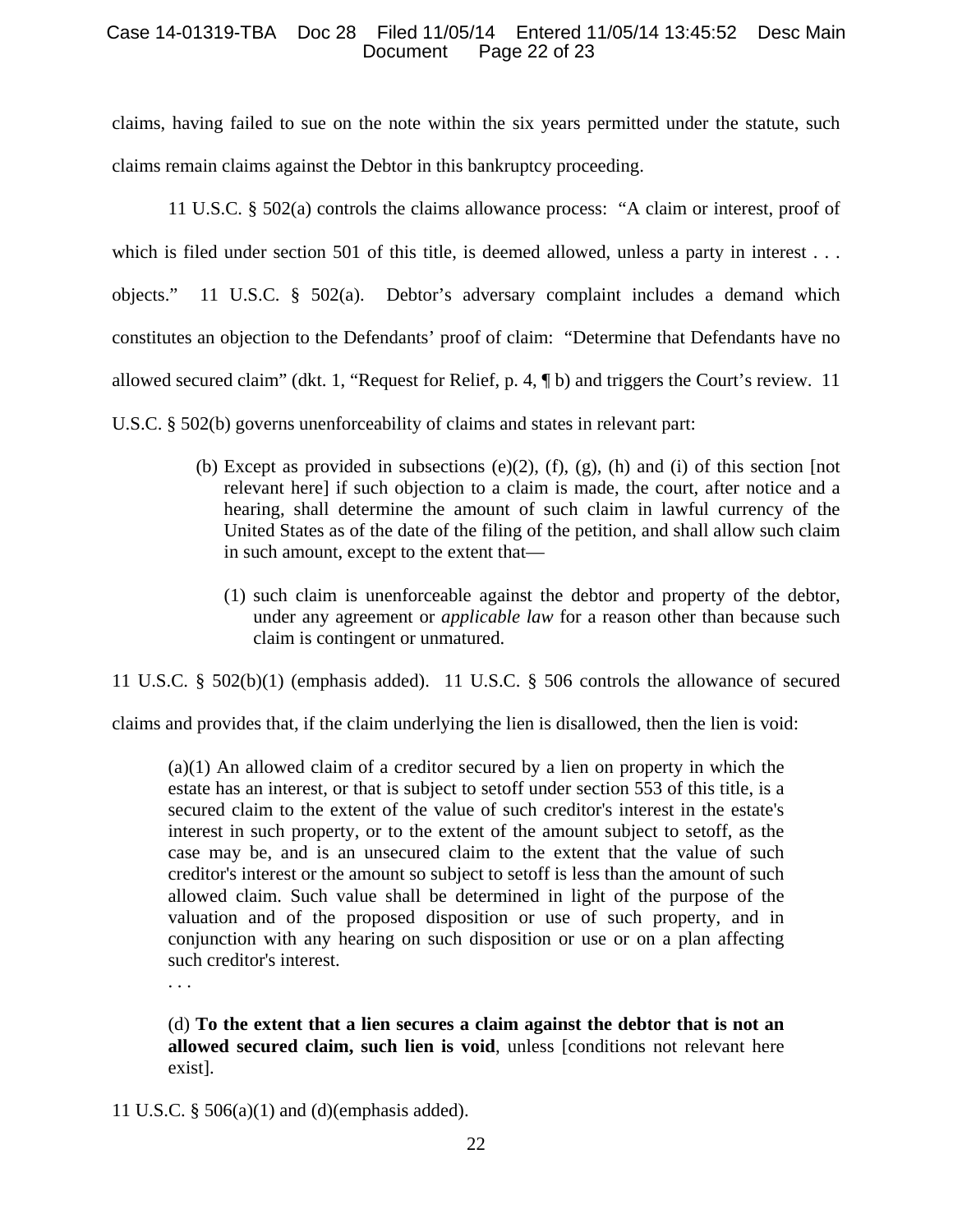claims, having failed to sue on the note within the six years permitted under the statute, such claims remain claims against the Debtor in this bankruptcy proceeding.

11 U.S.C. § 502(a) controls the claims allowance process: "A claim or interest, proof of which is filed under section 501 of this title, is deemed allowed, unless a party in interest . . . objects." 11 U.S.C. § 502(a). Debtor's adversary complaint includes a demand which constitutes an objection to the Defendants' proof of claim: "Determine that Defendants have no allowed secured claim" (dkt. 1, "Request for Relief, p. 4, ¶ b) and triggers the Court's review. 11 U.S.C. § 502(b) governs unenforceability of claims and states in relevant part:

> (b) Except as provided in subsections (e)(2), (f), (g), (h) and (i) of this section [not relevant here] if such objection to a claim is made, the court, after notice and a hearing, shall determine the amount of such claim in lawful currency of the United States as of the date of the filing of the petition, and shall allow such claim in such amount, except to the extent that—
>
> (1) such claim is unenforceable against the debtor and property of the debtor, under any agreement or *applicable law* for a reason other than because such claim is contingent or unmatured.

11 U.S.C. § 502(b)(1) (emphasis added). 11 U.S.C. § 506 controls the allowance of secured claims and provides that, if the claim underlying the lien is disallowed, then the lien is void:

> (a)(1) An allowed claim of a creditor secured by a lien on property in which the estate has an interest, or that is subject to setoff under section 553 of this title, is a secured claim to the extent of the value of such creditor's interest in the estate's interest in such property, or to the extent of the amount subject to setoff, as the case may be, and is an unsecured claim to the extent that the value of such creditor's interest or the amount so subject to setoff is less than the amount of such allowed claim. Such value shall be determined in light of the purpose of the valuation and of the proposed disposition or use of such property, and in conjunction with any hearing on such disposition or use or on a plan affecting such creditor's interest.
>
> . . .
>
> (d) **To the extent that a lien secures a claim against the debtor that is not an allowed secured claim, such lien is void**, unless [conditions not relevant here exist].

11 U.S.C. § 506(a)(1) and (d)(emphasis added).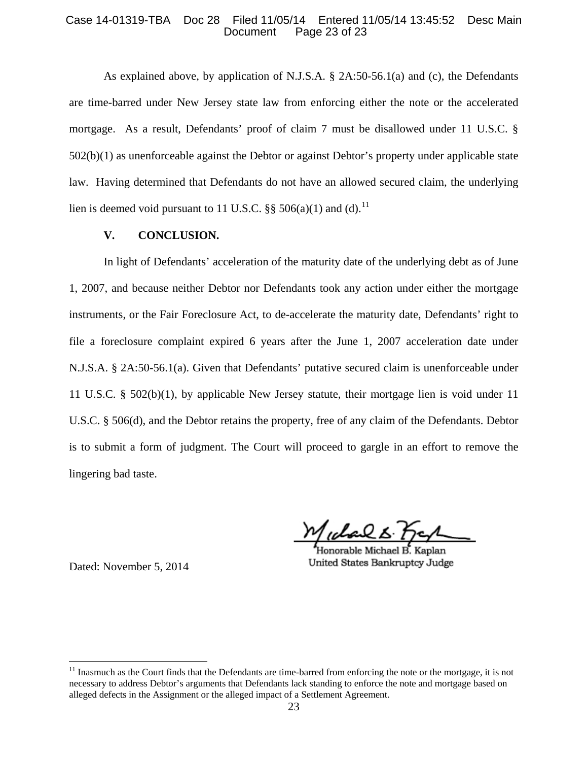As explained above, by application of N.J.S.A. § 2A:50-56.1(a) and (c), the Defendants are time-barred under New Jersey state law from enforcing either the note or the accelerated mortgage. As a result, Defendants' proof of claim 7 must be disallowed under 11 U.S.C. § 502(b)(1) as unenforceable against the Debtor or against Debtor's property under applicable state law. Having determined that Defendants do not have an allowed secured claim, the underlying lien is deemed void pursuant to 11 U.S.C. §§ 506(a)(1) and (d).[11]

## V. CONCLUSION.

In light of Defendants' acceleration of the maturity date of the underlying debt as of June 1, 2007, and because neither Debtor nor Defendants took any action under either the mortgage instruments, or the Fair Foreclosure Act, to de-accelerate the maturity date, Defendants' right to file a foreclosure complaint expired 6 years after the June 1, 2007 acceleration date under N.J.S.A. § 2A:50-56.1(a). Given that Defendants' putative secured claim is unenforceable under 11 U.S.C. § 502(b)(1), by applicable New Jersey statute, their mortgage lien is void under 11 U.S.C. § 506(d), and the Debtor retains the property, free of any claim of the Defendants. Debtor is to submit a form of judgment. The Court will proceed to gargle in an effort to remove the lingering bad taste.

Honorable Michael B. Kaplan
United States Bankruptcy Judge

Dated: November 5, 2014

---

[11] Inasmuch as the Court finds that the Defendants are time-barred from enforcing the note or the mortgage, it is not necessary to address Debtor's arguments that Defendants lack standing to enforce the note and mortgage based on alleged defects in the Assignment or the alleged impact of a Settlement Agreement.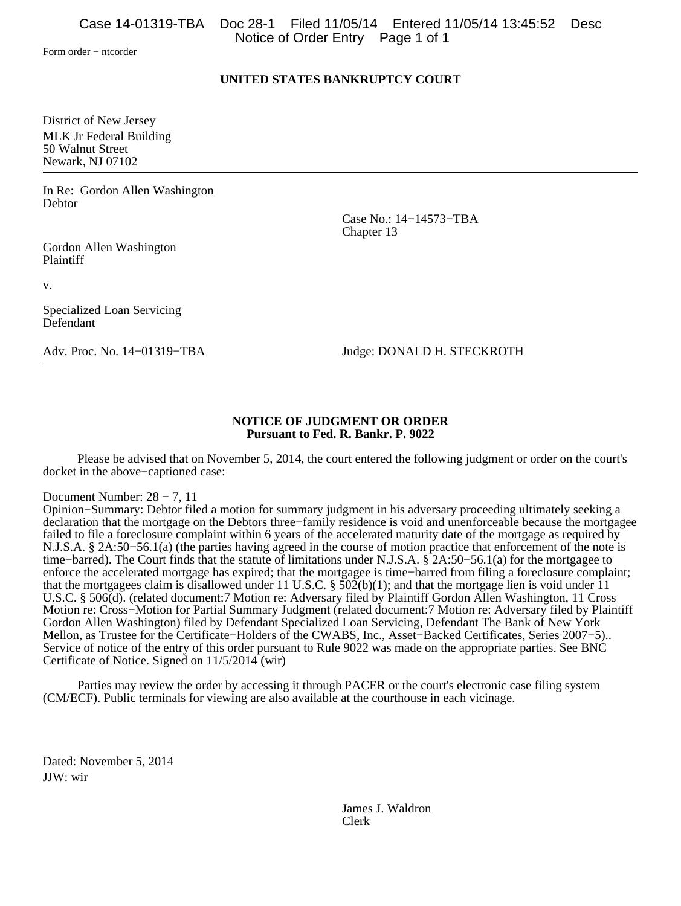Form order − ntcorder

**UNITED STATES BANKRUPTCY COURT**

District of New Jersey
MLK Jr Federal Building
50 Walnut Street
Newark, NJ 07102

In Re: Gordon Allen Washington
Debtor

Case No.: 14−14573−TBA
Chapter 13

Gordon Allen Washington
Plaintiff

v.

Specialized Loan Servicing
Defendant

Adv. Proc. No. 14−01319−TBA

Judge: DONALD H. STECKROTH

**NOTICE OF JUDGMENT OR ORDER**
**Pursuant to Fed. R. Bankr. P. 9022**

Please be advised that on November 5, 2014, the court entered the following judgment or order on the court's docket in the above−captioned case:

Document Number: 28 − 7, 11
Opinion−Summary: Debtor filed a motion for summary judgment in his adversary proceeding ultimately seeking a declaration that the mortgage on the Debtors three−family residence is void and unenforceable because the mortgagee failed to file a foreclosure complaint within 6 years of the accelerated maturity date of the mortgage as required by N.J.S.A. § 2A:50−56.1(a) (the parties having agreed in the course of motion practice that enforcement of the note is time−barred). The Court finds that the statute of limitations under N.J.S.A. § 2A:50−56.1(a) for the mortgagee to enforce the accelerated mortgage has expired; that the mortgagee is time−barred from filing a foreclosure complaint; that the mortgagees claim is disallowed under 11 U.S.C. § 502(b)(1); and that the mortgage lien is void under 11 U.S.C. § 506(d). (related document:7 Motion re: Adversary filed by Plaintiff Gordon Allen Washington, 11 Cross Motion re: Cross−Motion for Partial Summary Judgment (related document:7 Motion re: Adversary filed by Plaintiff Gordon Allen Washington) filed by Defendant Specialized Loan Servicing, Defendant The Bank of New York Mellon, as Trustee for the Certificate−Holders of the CWABS, Inc., Asset−Backed Certificates, Series 2007−5).. Service of notice of the entry of this order pursuant to Rule 9022 was made on the appropriate parties. See BNC Certificate of Notice. Signed on 11/5/2014 (wir)

Parties may review the order by accessing it through PACER or the court's electronic case filing system (CM/ECF). Public terminals for viewing are also available at the courthouse in each vicinage.

Dated: November 5, 2014
JJW: wir

James J. Waldron
Clerk